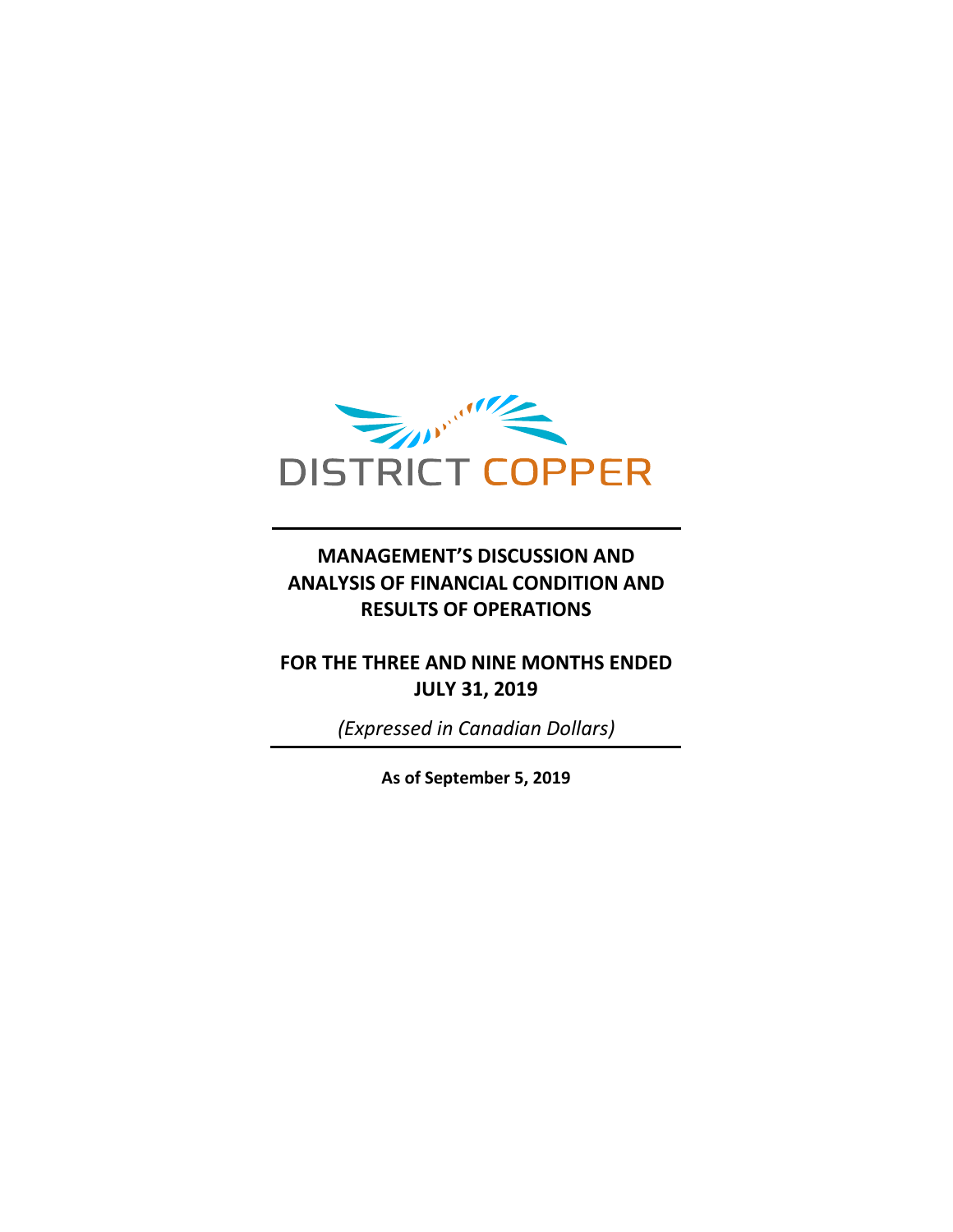DISTRICT COPPER

# MANAGEMENT'S DISCUSSION AND ANALYSIS OF FINANCIAL CONDITION AND RESULTS OF OPERATIONS

## FOR THE THREE AND NINE MONTHS ENDED JULY 31, 2019

*(Expressed in Canadian Dollars)*

**As of September 5, 2019**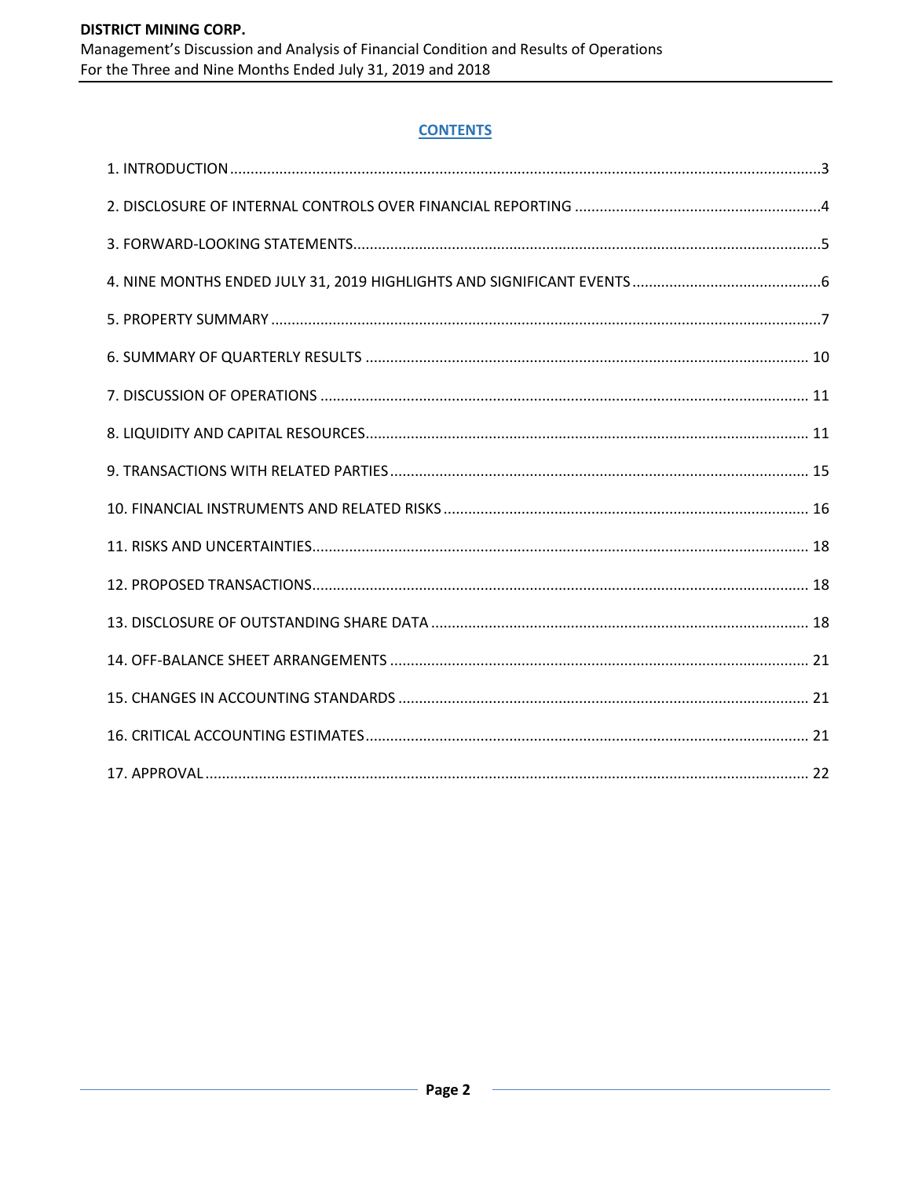## CONTENTS

1. INTRODUCTION ..... 3
2. DISCLOSURE OF INTERNAL CONTROLS OVER FINANCIAL REPORTING ..... 4
3. FORWARD-LOOKING STATEMENTS ..... 5
4. NINE MONTHS ENDED JULY 31, 2019 HIGHLIGHTS AND SIGNIFICANT EVENTS ..... 6
5. PROPERTY SUMMARY ..... 7
6. SUMMARY OF QUARTERLY RESULTS ..... 10
7. DISCUSSION OF OPERATIONS ..... 11
8. LIQUIDITY AND CAPITAL RESOURCES ..... 11
9. TRANSACTIONS WITH RELATED PARTIES ..... 15
10. FINANCIAL INSTRUMENTS AND RELATED RISKS ..... 16
11. RISKS AND UNCERTAINTIES ..... 18
12. PROPOSED TRANSACTIONS ..... 18
13. DISCLOSURE OF OUTSTANDING SHARE DATA ..... 18
14. OFF-BALANCE SHEET ARRANGEMENTS ..... 21
15. CHANGES IN ACCOUNTING STANDARDS ..... 21
16. CRITICAL ACCOUNTING ESTIMATES ..... 21
17. APPROVAL ..... 22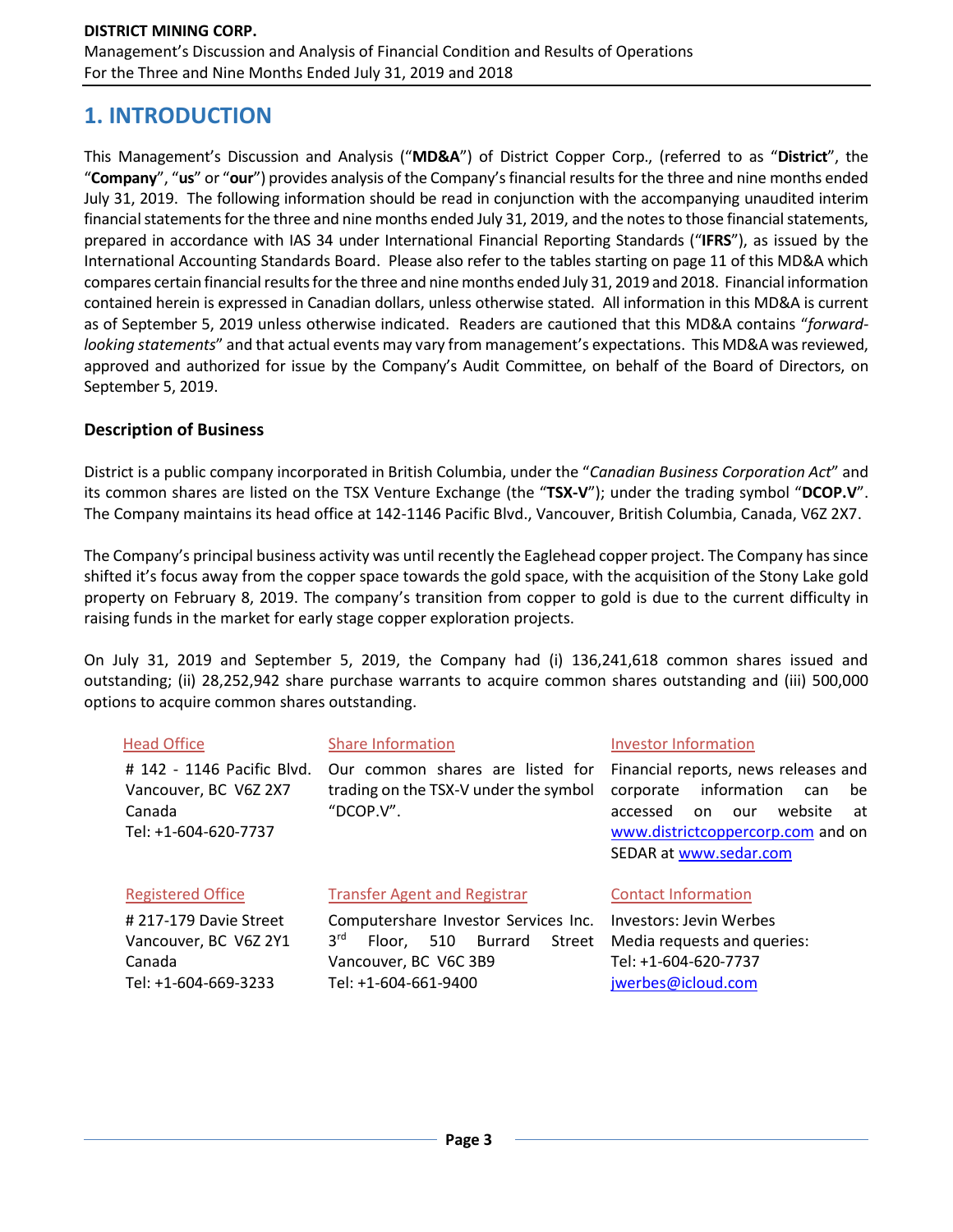# 1. INTRODUCTION

This Management's Discussion and Analysis ("**MD&A**") of District Copper Corp., (referred to as "**District**", the "**Company**", "**us**" or "**our**") provides analysis of the Company's financial results for the three and nine months ended July 31, 2019. The following information should be read in conjunction with the accompanying unaudited interim financial statements for the three and nine months ended July 31, 2019, and the notes to those financial statements, prepared in accordance with IAS 34 under International Financial Reporting Standards ("**IFRS**"), as issued by the International Accounting Standards Board. Please also refer to the tables starting on page 11 of this MD&A which compares certain financial results for the three and nine months ended July 31, 2019 and 2018. Financial information contained herein is expressed in Canadian dollars, unless otherwise stated. All information in this MD&A is current as of September 5, 2019 unless otherwise indicated. Readers are cautioned that this MD&A contains "*forward-looking statements*" and that actual events may vary from management's expectations. This MD&A was reviewed, approved and authorized for issue by the Company's Audit Committee, on behalf of the Board of Directors, on September 5, 2019.

### Description of Business

District is a public company incorporated in British Columbia, under the "*Canadian Business Corporation Act*" and its common shares are listed on the TSX Venture Exchange (the "**TSX-V**"); under the trading symbol "**DCOP.V**". The Company maintains its head office at 142-1146 Pacific Blvd., Vancouver, British Columbia, Canada, V6Z 2X7.

The Company's principal business activity was until recently the Eaglehead copper project. The Company has since shifted it's focus away from the copper space towards the gold space, with the acquisition of the Stony Lake gold property on February 8, 2019. The company's transition from copper to gold is due to the current difficulty in raising funds in the market for early stage copper exploration projects.

On July 31, 2019 and September 5, 2019, the Company had (i) 136,241,618 common shares issued and outstanding; (ii) 28,252,942 share purchase warrants to acquire common shares outstanding and (iii) 500,000 options to acquire common shares outstanding.

**Head Office**

# 142 - 1146 Pacific Blvd.
Vancouver, BC V6Z 2X7
Canada
Tel: +1-604-620-7737

**Share Information**

Our common shares are listed for trading on the TSX-V under the symbol "DCOP.V".

**Investor Information**

Financial reports, news releases and corporate information can be accessed on our website at www.districtcoppercorp.com and on SEDAR at www.sedar.com

**Registered Office**

# 217-179 Davie Street
Vancouver, BC V6Z 2Y1
Canada
Tel: +1-604-669-3233

**Transfer Agent and Registrar**

Computershare Investor Services Inc.
3rd Floor, 510 Burrard Street
Vancouver, BC V6C 3B9
Tel: +1-604-661-9400

**Contact Information**

Investors: Jevin Werbes
Media requests and queries:
Tel: +1-604-620-7737
jwerbes@icloud.com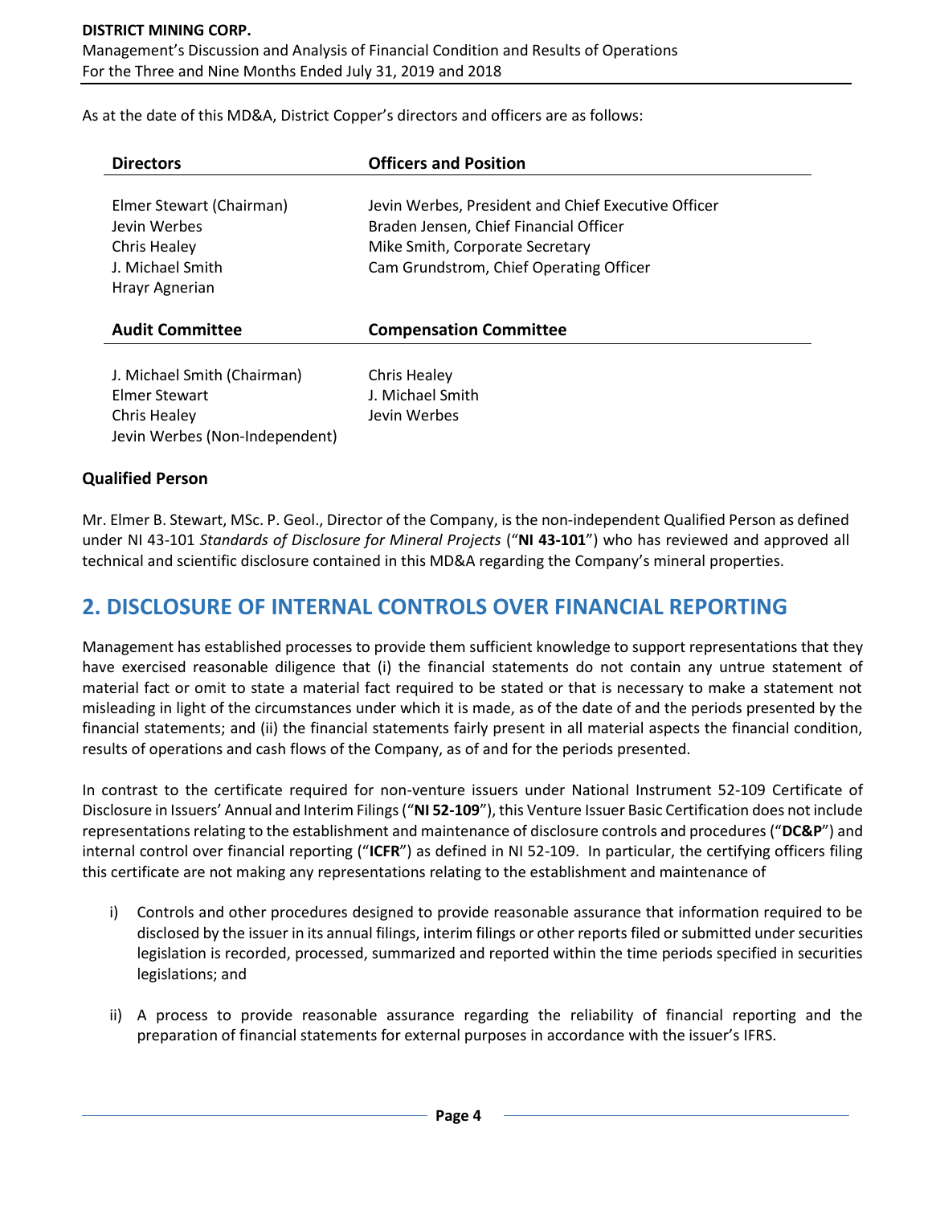As at the date of this MD&A, District Copper's directors and officers are as follows:

| **Directors** | **Officers and Position** |
| --- | --- |
| Elmer Stewart (Chairman) | Jevin Werbes, President and Chief Executive Officer |
| Jevin Werbes | Braden Jensen, Chief Financial Officer |
| Chris Healey | Mike Smith, Corporate Secretary |
| J. Michael Smith | Cam Grundstrom, Chief Operating Officer |
| Hrayr Agnerian | |

| **Audit Committee** | **Compensation Committee** |
| --- | --- |
| J. Michael Smith (Chairman) | Chris Healey |
| Elmer Stewart | J. Michael Smith |
| Chris Healey | Jevin Werbes |
| Jevin Werbes (Non-Independent) | |

### Qualified Person

Mr. Elmer B. Stewart, MSc. P. Geol., Director of the Company, is the non-independent Qualified Person as defined under NI 43-101 *Standards of Disclosure for Mineral Projects* ("**NI 43-101**") who has reviewed and approved all technical and scientific disclosure contained in this MD&A regarding the Company's mineral properties.

## 2. DISCLOSURE OF INTERNAL CONTROLS OVER FINANCIAL REPORTING

Management has established processes to provide them sufficient knowledge to support representations that they have exercised reasonable diligence that (i) the financial statements do not contain any untrue statement of material fact or omit to state a material fact required to be stated or that is necessary to make a statement not misleading in light of the circumstances under which it is made, as of the date of and the periods presented by the financial statements; and (ii) the financial statements fairly present in all material aspects the financial condition, results of operations and cash flows of the Company, as of and for the periods presented.

In contrast to the certificate required for non-venture issuers under National Instrument 52-109 Certificate of Disclosure in Issuers' Annual and Interim Filings ("**NI 52-109**"), this Venture Issuer Basic Certification does not include representations relating to the establishment and maintenance of disclosure controls and procedures ("**DC&P**") and internal control over financial reporting ("**ICFR**") as defined in NI 52-109. In particular, the certifying officers filing this certificate are not making any representations relating to the establishment and maintenance of

i) Controls and other procedures designed to provide reasonable assurance that information required to be disclosed by the issuer in its annual filings, interim filings or other reports filed or submitted under securities legislation is recorded, processed, summarized and reported within the time periods specified in securities legislations; and

ii) A process to provide reasonable assurance regarding the reliability of financial reporting and the preparation of financial statements for external purposes in accordance with the issuer's IFRS.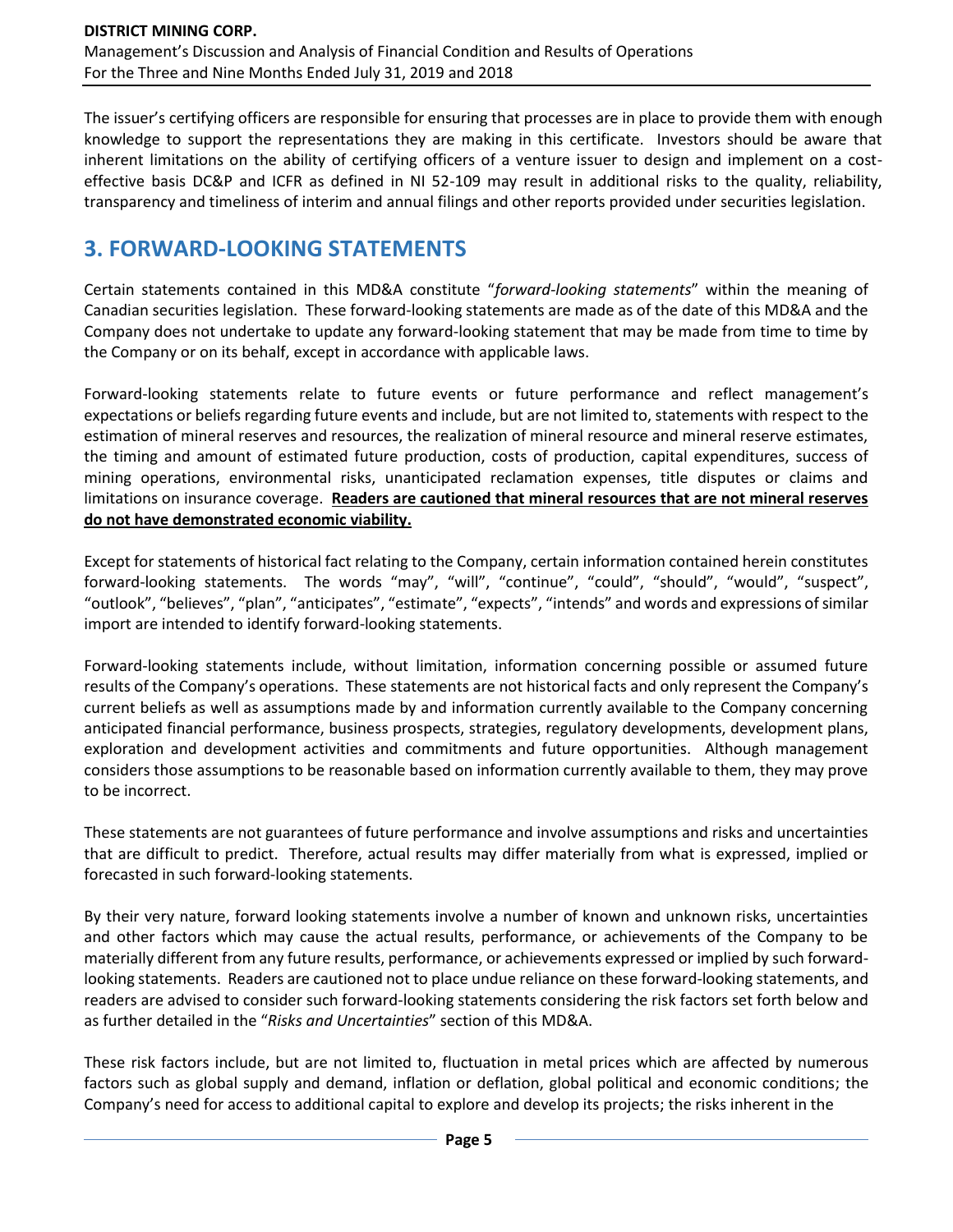The issuer's certifying officers are responsible for ensuring that processes are in place to provide them with enough knowledge to support the representations they are making in this certificate. Investors should be aware that inherent limitations on the ability of certifying officers of a venture issuer to design and implement on a cost-effective basis DC&P and ICFR as defined in NI 52-109 may result in additional risks to the quality, reliability, transparency and timeliness of interim and annual filings and other reports provided under securities legislation.

## 3. FORWARD-LOOKING STATEMENTS

Certain statements contained in this MD&A constitute "*forward-looking statements*" within the meaning of Canadian securities legislation. These forward-looking statements are made as of the date of this MD&A and the Company does not undertake to update any forward-looking statement that may be made from time to time by the Company or on its behalf, except in accordance with applicable laws.

Forward-looking statements relate to future events or future performance and reflect management's expectations or beliefs regarding future events and include, but are not limited to, statements with respect to the estimation of mineral reserves and resources, the realization of mineral resource and mineral reserve estimates, the timing and amount of estimated future production, costs of production, capital expenditures, success of mining operations, environmental risks, unanticipated reclamation expenses, title disputes or claims and limitations on insurance coverage. **Readers are cautioned that mineral resources that are not mineral reserves do not have demonstrated economic viability.**

Except for statements of historical fact relating to the Company, certain information contained herein constitutes forward-looking statements. The words "may", "will", "continue", "could", "should", "would", "suspect", "outlook", "believes", "plan", "anticipates", "estimate", "expects", "intends" and words and expressions of similar import are intended to identify forward-looking statements.

Forward-looking statements include, without limitation, information concerning possible or assumed future results of the Company's operations. These statements are not historical facts and only represent the Company's current beliefs as well as assumptions made by and information currently available to the Company concerning anticipated financial performance, business prospects, strategies, regulatory developments, development plans, exploration and development activities and commitments and future opportunities. Although management considers those assumptions to be reasonable based on information currently available to them, they may prove to be incorrect.

These statements are not guarantees of future performance and involve assumptions and risks and uncertainties that are difficult to predict. Therefore, actual results may differ materially from what is expressed, implied or forecasted in such forward-looking statements.

By their very nature, forward looking statements involve a number of known and unknown risks, uncertainties and other factors which may cause the actual results, performance, or achievements of the Company to be materially different from any future results, performance, or achievements expressed or implied by such forward-looking statements. Readers are cautioned not to place undue reliance on these forward-looking statements, and readers are advised to consider such forward-looking statements considering the risk factors set forth below and as further detailed in the "*Risks and Uncertainties*" section of this MD&A.

These risk factors include, but are not limited to, fluctuation in metal prices which are affected by numerous factors such as global supply and demand, inflation or deflation, global political and economic conditions; the Company's need for access to additional capital to explore and develop its projects; the risks inherent in the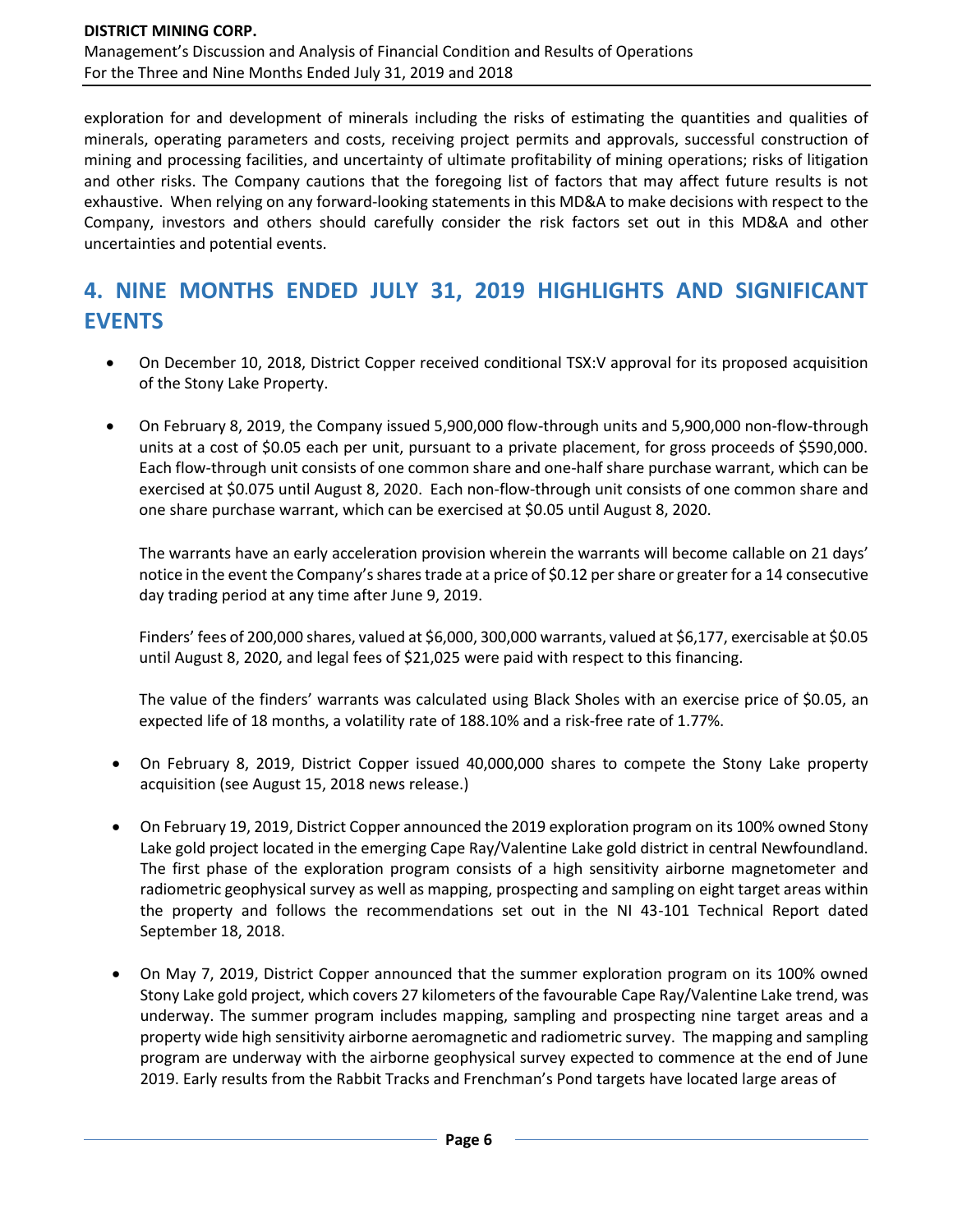exploration for and development of minerals including the risks of estimating the quantities and qualities of minerals, operating parameters and costs, receiving project permits and approvals, successful construction of mining and processing facilities, and uncertainty of ultimate profitability of mining operations; risks of litigation and other risks. The Company cautions that the foregoing list of factors that may affect future results is not exhaustive. When relying on any forward-looking statements in this MD&A to make decisions with respect to the Company, investors and others should carefully consider the risk factors set out in this MD&A and other uncertainties and potential events.

## 4. NINE MONTHS ENDED JULY 31, 2019 HIGHLIGHTS AND SIGNIFICANT EVENTS

- On December 10, 2018, District Copper received conditional TSX:V approval for its proposed acquisition of the Stony Lake Property.

- On February 8, 2019, the Company issued 5,900,000 flow-through units and 5,900,000 non-flow-through units at a cost of $0.05 each per unit, pursuant to a private placement, for gross proceeds of $590,000. Each flow-through unit consists of one common share and one-half share purchase warrant, which can be exercised at $0.075 until August 8, 2020. Each non-flow-through unit consists of one common share and one share purchase warrant, which can be exercised at $0.05 until August 8, 2020.

  The warrants have an early acceleration provision wherein the warrants will become callable on 21 days' notice in the event the Company's shares trade at a price of $0.12 per share or greater for a 14 consecutive day trading period at any time after June 9, 2019.

  Finders' fees of 200,000 shares, valued at $6,000, 300,000 warrants, valued at $6,177, exercisable at $0.05 until August 8, 2020, and legal fees of $21,025 were paid with respect to this financing.

  The value of the finders' warrants was calculated using Black Sholes with an exercise price of $0.05, an expected life of 18 months, a volatility rate of 188.10% and a risk-free rate of 1.77%.

- On February 8, 2019, District Copper issued 40,000,000 shares to compete the Stony Lake property acquisition (see August 15, 2018 news release.)

- On February 19, 2019, District Copper announced the 2019 exploration program on its 100% owned Stony Lake gold project located in the emerging Cape Ray/Valentine Lake gold district in central Newfoundland. The first phase of the exploration program consists of a high sensitivity airborne magnetometer and radiometric geophysical survey as well as mapping, prospecting and sampling on eight target areas within the property and follows the recommendations set out in the NI 43-101 Technical Report dated September 18, 2018.

- On May 7, 2019, District Copper announced that the summer exploration program on its 100% owned Stony Lake gold project, which covers 27 kilometers of the favourable Cape Ray/Valentine Lake trend, was underway. The summer program includes mapping, sampling and prospecting nine target areas and a property wide high sensitivity airborne aeromagnetic and radiometric survey. The mapping and sampling program are underway with the airborne geophysical survey expected to commence at the end of June 2019. Early results from the Rabbit Tracks and Frenchman's Pond targets have located large areas of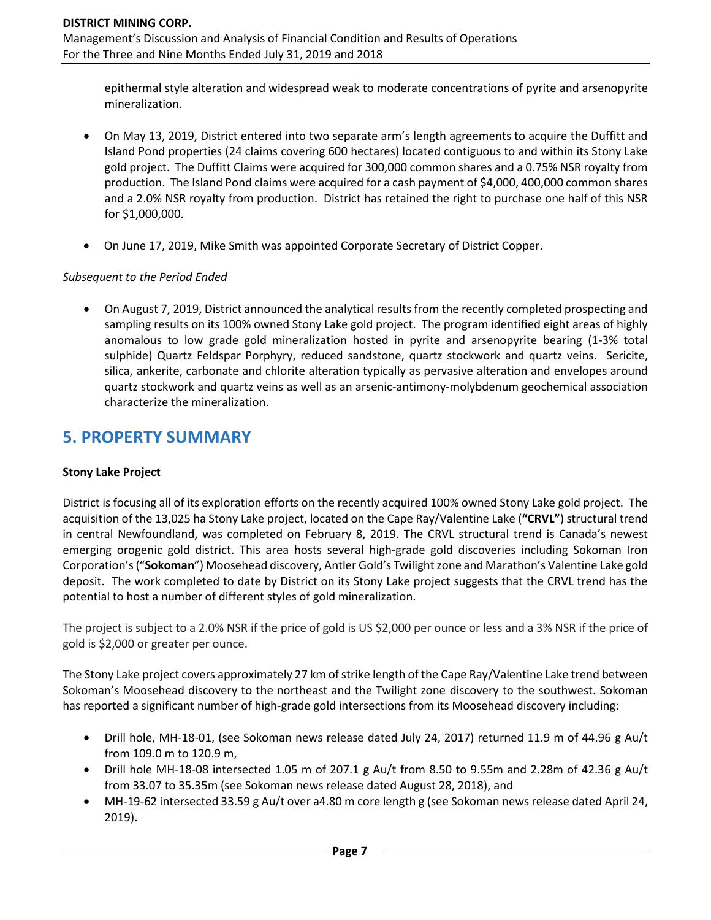epithermal style alteration and widespread weak to moderate concentrations of pyrite and arsenopyrite mineralization.

- On May 13, 2019, District entered into two separate arm's length agreements to acquire the Duffitt and Island Pond properties (24 claims covering 600 hectares) located contiguous to and within its Stony Lake gold project. The Duffitt Claims were acquired for 300,000 common shares and a 0.75% NSR royalty from production. The Island Pond claims were acquired for a cash payment of $4,000, 400,000 common shares and a 2.0% NSR royalty from production. District has retained the right to purchase one half of this NSR for $1,000,000.

- On June 17, 2019, Mike Smith was appointed Corporate Secretary of District Copper.

*Subsequent to the Period Ended*

- On August 7, 2019, District announced the analytical results from the recently completed prospecting and sampling results on its 100% owned Stony Lake gold project. The program identified eight areas of highly anomalous to low grade gold mineralization hosted in pyrite and arsenopyrite bearing (1-3% total sulphide) Quartz Feldspar Porphyry, reduced sandstone, quartz stockwork and quartz veins. Sericite, silica, ankerite, carbonate and chlorite alteration typically as pervasive alteration and envelopes around quartz stockwork and quartz veins as well as an arsenic-antimony-molybdenum geochemical association characterize the mineralization.

# 5. PROPERTY SUMMARY

**Stony Lake Project**

District is focusing all of its exploration efforts on the recently acquired 100% owned Stony Lake gold project. The acquisition of the 13,025 ha Stony Lake project, located on the Cape Ray/Valentine Lake (**"CRVL"**) structural trend in central Newfoundland, was completed on February 8, 2019. The CRVL structural trend is Canada's newest emerging orogenic gold district. This area hosts several high-grade gold discoveries including Sokoman Iron Corporation's ("**Sokoman**") Moosehead discovery, Antler Gold's Twilight zone and Marathon's Valentine Lake gold deposit. The work completed to date by District on its Stony Lake project suggests that the CRVL trend has the potential to host a number of different styles of gold mineralization.

The project is subject to a 2.0% NSR if the price of gold is US $2,000 per ounce or less and a 3% NSR if the price of gold is $2,000 or greater per ounce.

The Stony Lake project covers approximately 27 km of strike length of the Cape Ray/Valentine Lake trend between Sokoman's Moosehead discovery to the northeast and the Twilight zone discovery to the southwest. Sokoman has reported a significant number of high-grade gold intersections from its Moosehead discovery including:

- Drill hole, MH-18-01, (see Sokoman news release dated July 24, 2017) returned 11.9 m of 44.96 g Au/t from 109.0 m to 120.9 m,
- Drill hole MH-18-08 intersected 1.05 m of 207.1 g Au/t from 8.50 to 9.55m and 2.28m of 42.36 g Au/t from 33.07 to 35.35m (see Sokoman news release dated August 28, 2018), and
- MH-19-62 intersected 33.59 g Au/t over a4.80 m core length g (see Sokoman news release dated April 24, 2019).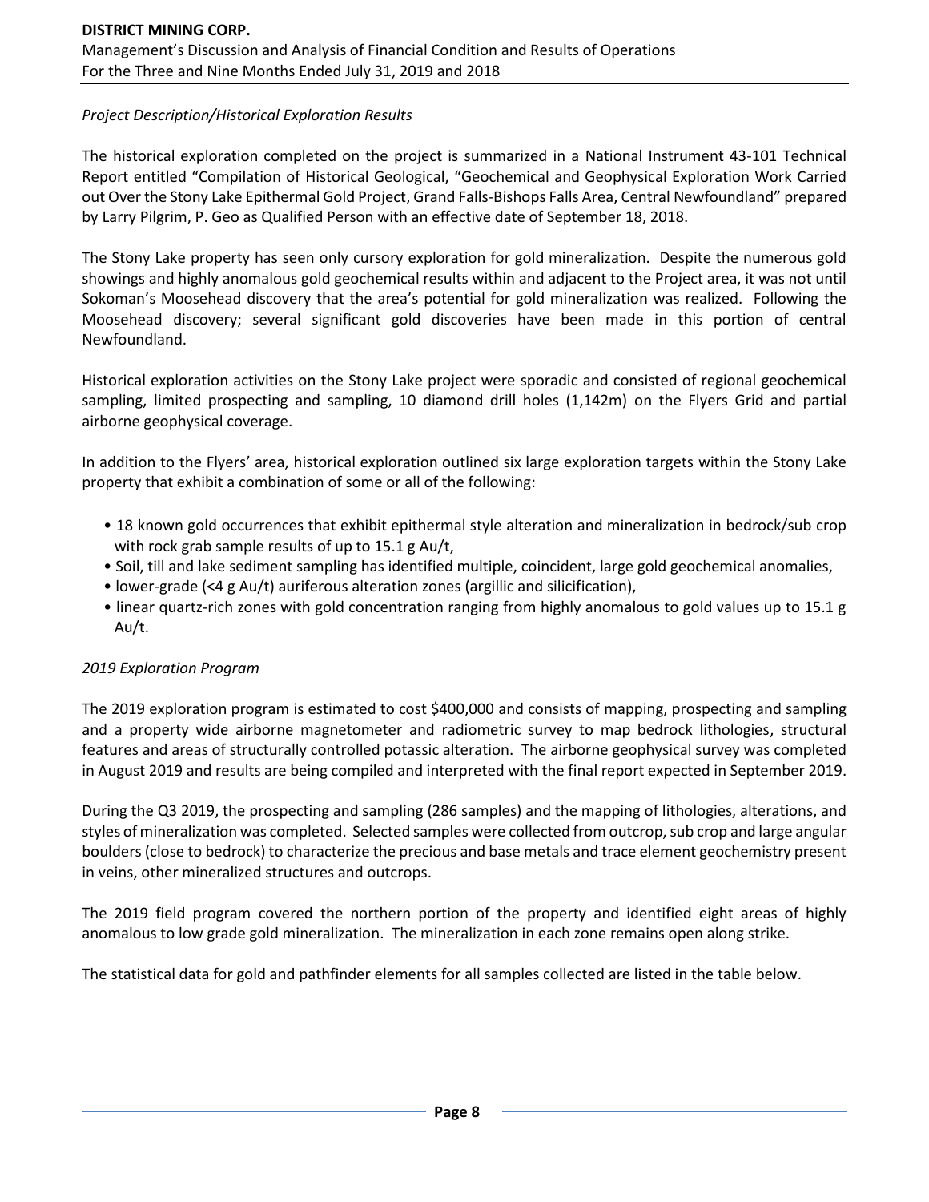*Project Description/Historical Exploration Results*

The historical exploration completed on the project is summarized in a National Instrument 43-101 Technical Report entitled "Compilation of Historical Geological, "Geochemical and Geophysical Exploration Work Carried out Over the Stony Lake Epithermal Gold Project, Grand Falls-Bishops Falls Area, Central Newfoundland" prepared by Larry Pilgrim, P. Geo as Qualified Person with an effective date of September 18, 2018.

The Stony Lake property has seen only cursory exploration for gold mineralization. Despite the numerous gold showings and highly anomalous gold geochemical results within and adjacent to the Project area, it was not until Sokoman's Moosehead discovery that the area's potential for gold mineralization was realized. Following the Moosehead discovery; several significant gold discoveries have been made in this portion of central Newfoundland.

Historical exploration activities on the Stony Lake project were sporadic and consisted of regional geochemical sampling, limited prospecting and sampling, 10 diamond drill holes (1,142m) on the Flyers Grid and partial airborne geophysical coverage.

In addition to the Flyers' area, historical exploration outlined six large exploration targets within the Stony Lake property that exhibit a combination of some or all of the following:

- 18 known gold occurrences that exhibit epithermal style alteration and mineralization in bedrock/sub crop with rock grab sample results of up to 15.1 g Au/t,
- Soil, till and lake sediment sampling has identified multiple, coincident, large gold geochemical anomalies,
- lower-grade (<4 g Au/t) auriferous alteration zones (argillic and silicification),
- linear quartz-rich zones with gold concentration ranging from highly anomalous to gold values up to 15.1 g Au/t.

*2019 Exploration Program*

The 2019 exploration program is estimated to cost $400,000 and consists of mapping, prospecting and sampling and a property wide airborne magnetometer and radiometric survey to map bedrock lithologies, structural features and areas of structurally controlled potassic alteration. The airborne geophysical survey was completed in August 2019 and results are being compiled and interpreted with the final report expected in September 2019.

During the Q3 2019, the prospecting and sampling (286 samples) and the mapping of lithologies, alterations, and styles of mineralization was completed. Selected samples were collected from outcrop, sub crop and large angular boulders (close to bedrock) to characterize the precious and base metals and trace element geochemistry present in veins, other mineralized structures and outcrops.

The 2019 field program covered the northern portion of the property and identified eight areas of highly anomalous to low grade gold mineralization. The mineralization in each zone remains open along strike.

The statistical data for gold and pathfinder elements for all samples collected are listed in the table below.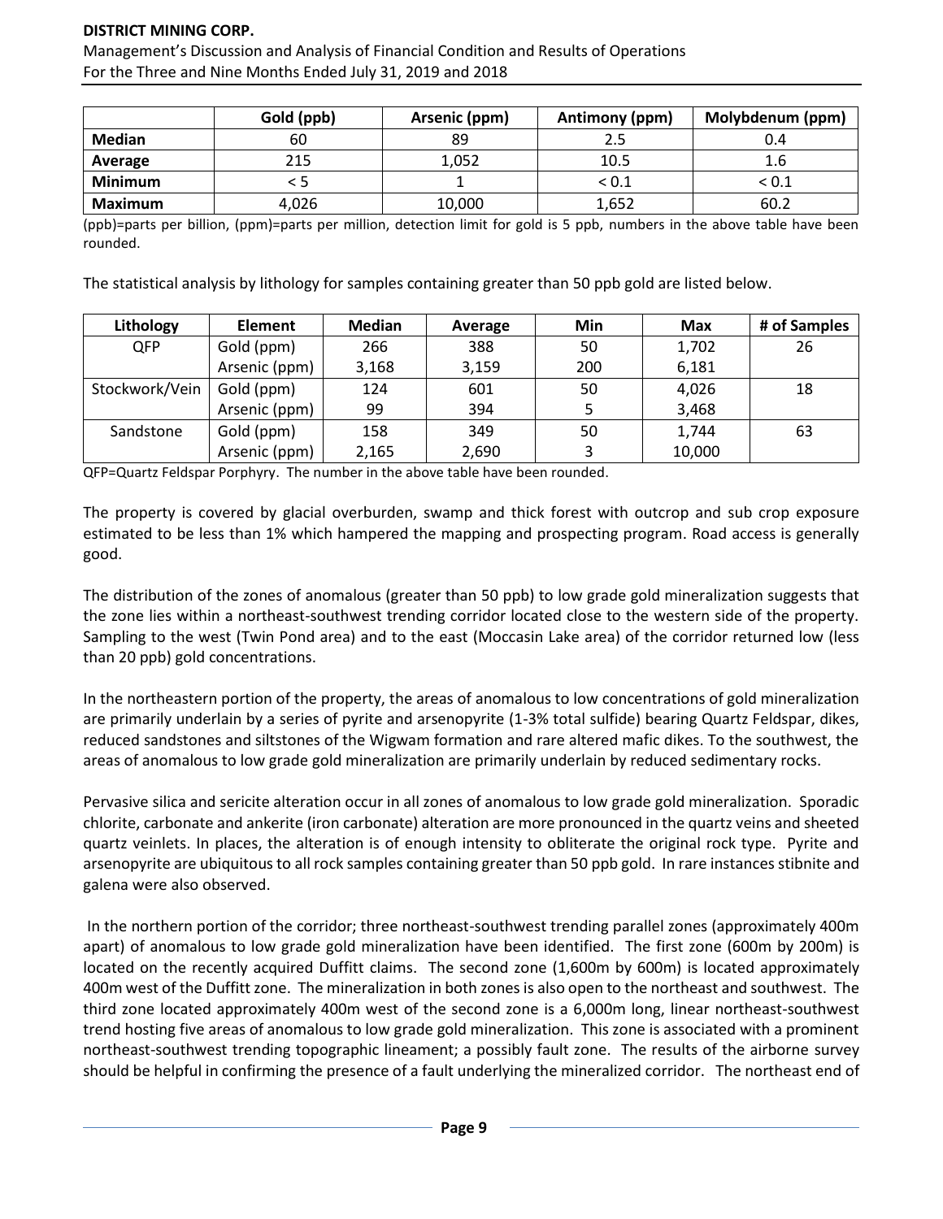|  | Gold (ppb) | Arsenic (ppm) | Antimony (ppm) | Molybdenum (ppm) |
| --- | --- | --- | --- | --- |
| **Median** | 60 | 89 | 2.5 | 0.4 |
| **Average** | 215 | 1,052 | 10.5 | 1.6 |
| **Minimum** | < 5 | 1 | < 0.1 | < 0.1 |
| **Maximum** | 4,026 | 10,000 | 1,652 | 60.2 |

(ppb)=parts per billion, (ppm)=parts per million, detection limit for gold is 5 ppb, numbers in the above table have been rounded.

The statistical analysis by lithology for samples containing greater than 50 ppb gold are listed below.

| Lithology | Element | Median | Average | Min | Max | # of Samples |
| --- | --- | --- | --- | --- | --- | --- |
| QFP | Gold (ppm) | 266 | 388 | 50 | 1,702 | 26 |
|  | Arsenic (ppm) | 3,168 | 3,159 | 200 | 6,181 |  |
| Stockwork/Vein | Gold (ppm) | 124 | 601 | 50 | 4,026 | 18 |
|  | Arsenic (ppm) | 99 | 394 | 5 | 3,468 |  |
| Sandstone | Gold (ppm) | 158 | 349 | 50 | 1,744 | 63 |
|  | Arsenic (ppm) | 2,165 | 2,690 | 3 | 10,000 |  |

QFP=Quartz Feldspar Porphyry. The number in the above table have been rounded.

The property is covered by glacial overburden, swamp and thick forest with outcrop and sub crop exposure estimated to be less than 1% which hampered the mapping and prospecting program. Road access is generally good.

The distribution of the zones of anomalous (greater than 50 ppb) to low grade gold mineralization suggests that the zone lies within a northeast-southwest trending corridor located close to the western side of the property. Sampling to the west (Twin Pond area) and to the east (Moccasin Lake area) of the corridor returned low (less than 20 ppb) gold concentrations.

In the northeastern portion of the property, the areas of anomalous to low concentrations of gold mineralization are primarily underlain by a series of pyrite and arsenopyrite (1-3% total sulfide) bearing Quartz Feldspar, dikes, reduced sandstones and siltstones of the Wigwam formation and rare altered mafic dikes. To the southwest, the areas of anomalous to low grade gold mineralization are primarily underlain by reduced sedimentary rocks.

Pervasive silica and sericite alteration occur in all zones of anomalous to low grade gold mineralization. Sporadic chlorite, carbonate and ankerite (iron carbonate) alteration are more pronounced in the quartz veins and sheeted quartz veinlets. In places, the alteration is of enough intensity to obliterate the original rock type. Pyrite and arsenopyrite are ubiquitous to all rock samples containing greater than 50 ppb gold. In rare instances stibnite and galena were also observed.

In the northern portion of the corridor; three northeast-southwest trending parallel zones (approximately 400m apart) of anomalous to low grade gold mineralization have been identified. The first zone (600m by 200m) is located on the recently acquired Duffitt claims. The second zone (1,600m by 600m) is located approximately 400m west of the Duffitt zone. The mineralization in both zones is also open to the northeast and southwest. The third zone located approximately 400m west of the second zone is a 6,000m long, linear northeast-southwest trend hosting five areas of anomalous to low grade gold mineralization. This zone is associated with a prominent northeast-southwest trending topographic lineament; a possibly fault zone. The results of the airborne survey should be helpful in confirming the presence of a fault underlying the mineralized corridor. The northeast end of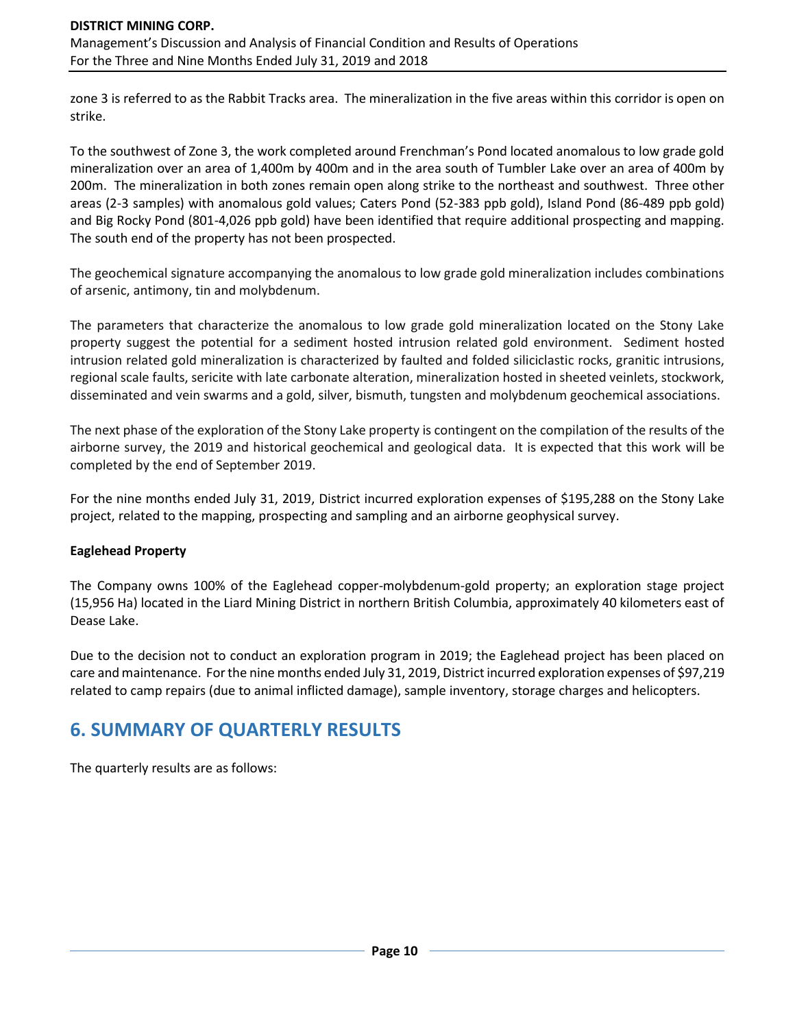zone 3 is referred to as the Rabbit Tracks area. The mineralization in the five areas within this corridor is open on strike.

To the southwest of Zone 3, the work completed around Frenchman's Pond located anomalous to low grade gold mineralization over an area of 1,400m by 400m and in the area south of Tumbler Lake over an area of 400m by 200m. The mineralization in both zones remain open along strike to the northeast and southwest. Three other areas (2-3 samples) with anomalous gold values; Caters Pond (52-383 ppb gold), Island Pond (86-489 ppb gold) and Big Rocky Pond (801-4,026 ppb gold) have been identified that require additional prospecting and mapping. The south end of the property has not been prospected.

The geochemical signature accompanying the anomalous to low grade gold mineralization includes combinations of arsenic, antimony, tin and molybdenum.

The parameters that characterize the anomalous to low grade gold mineralization located on the Stony Lake property suggest the potential for a sediment hosted intrusion related gold environment. Sediment hosted intrusion related gold mineralization is characterized by faulted and folded siliciclastic rocks, granitic intrusions, regional scale faults, sericite with late carbonate alteration, mineralization hosted in sheeted veinlets, stockwork, disseminated and vein swarms and a gold, silver, bismuth, tungsten and molybdenum geochemical associations.

The next phase of the exploration of the Stony Lake property is contingent on the compilation of the results of the airborne survey, the 2019 and historical geochemical and geological data. It is expected that this work will be completed by the end of September 2019.

For the nine months ended July 31, 2019, District incurred exploration expenses of $195,288 on the Stony Lake project, related to the mapping, prospecting and sampling and an airborne geophysical survey.

**Eaglehead Property**

The Company owns 100% of the Eaglehead copper-molybdenum-gold property; an exploration stage project (15,956 Ha) located in the Liard Mining District in northern British Columbia, approximately 40 kilometers east of Dease Lake.

Due to the decision not to conduct an exploration program in 2019; the Eaglehead project has been placed on care and maintenance. For the nine months ended July 31, 2019, District incurred exploration expenses of $97,219 related to camp repairs (due to animal inflicted damage), sample inventory, storage charges and helicopters.

## 6. SUMMARY OF QUARTERLY RESULTS

The quarterly results are as follows: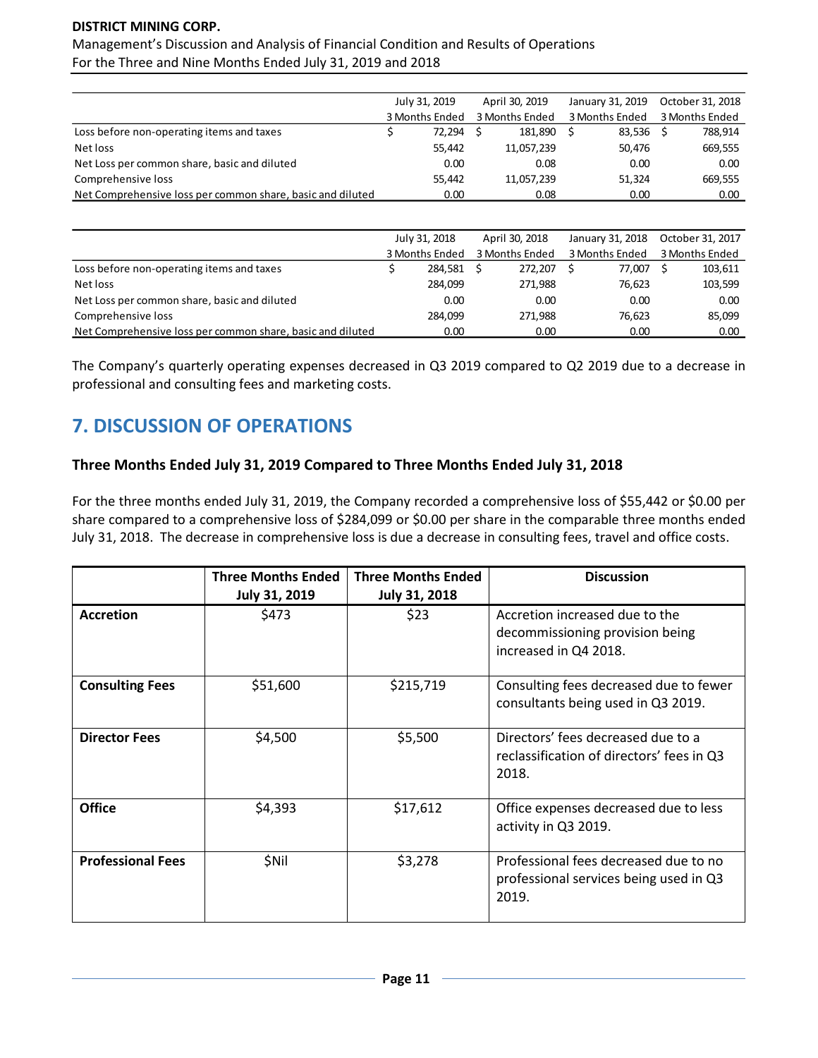| | July 31, 2019 3 Months Ended | April 30, 2019 3 Months Ended | January 31, 2019 3 Months Ended | October 31, 2018 3 Months Ended |
|---|---|---|---|---|
| Loss before non-operating items and taxes | $ 72,294 | $ 181,890 | $ 83,536 | $ 788,914 |
| Net loss | 55,442 | 11,057,239 | 50,476 | 669,555 |
| Net Loss per common share, basic and diluted | 0.00 | 0.08 | 0.00 | 0.00 |
| Comprehensive loss | 55,442 | 11,057,239 | 51,324 | 669,555 |
| Net Comprehensive loss per common share, basic and diluted | 0.00 | 0.08 | 0.00 | 0.00 |

| | July 31, 2018 3 Months Ended | April 30, 2018 3 Months Ended | January 31, 2018 3 Months Ended | October 31, 2017 3 Months Ended |
|---|---|---|---|---|
| Loss before non-operating items and taxes | $ 284,581 | $ 272,207 | $ 77,007 | $ 103,611 |
| Net loss | 284,099 | 271,988 | 76,623 | 103,599 |
| Net Loss per common share, basic and diluted | 0.00 | 0.00 | 0.00 | 0.00 |
| Comprehensive loss | 284,099 | 271,988 | 76,623 | 85,099 |
| Net Comprehensive loss per common share, basic and diluted | 0.00 | 0.00 | 0.00 | 0.00 |

The Company's quarterly operating expenses decreased in Q3 2019 compared to Q2 2019 due to a decrease in professional and consulting fees and marketing costs.

## 7. DISCUSSION OF OPERATIONS

### Three Months Ended July 31, 2019 Compared to Three Months Ended July 31, 2018

For the three months ended July 31, 2019, the Company recorded a comprehensive loss of $55,442 or $0.00 per share compared to a comprehensive loss of $284,099 or $0.00 per share in the comparable three months ended July 31, 2018. The decrease in comprehensive loss is due a decrease in consulting fees, travel and office costs.

| | Three Months Ended July 31, 2019 | Three Months Ended July 31, 2018 | Discussion |
|---|---|---|---|
| **Accretion** | $473 | $23 | Accretion increased due to the decommissioning provision being increased in Q4 2018. |
| **Consulting Fees** | $51,600 | $215,719 | Consulting fees decreased due to fewer consultants being used in Q3 2019. |
| **Director Fees** | $4,500 | $5,500 | Directors' fees decreased due to a reclassification of directors' fees in Q3 2018. |
| **Office** | $4,393 | $17,612 | Office expenses decreased due to less activity in Q3 2019. |
| **Professional Fees** | $Nil | $3,278 | Professional fees decreased due to no professional services being used in Q3 2019. |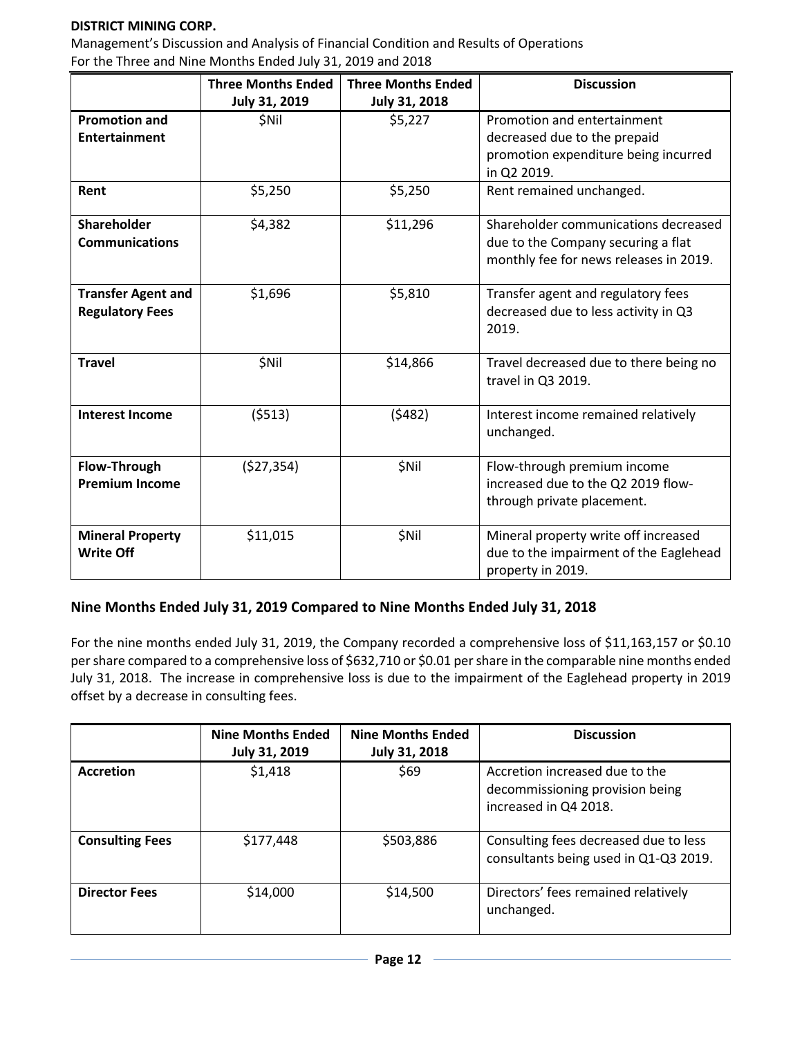| | Three Months Ended July 31, 2019 | Three Months Ended July 31, 2018 | Discussion |
|---|---|---|---|
| **Promotion and Entertainment** | $Nil | $5,227 | Promotion and entertainment decreased due to the prepaid promotion expenditure being incurred in Q2 2019. |
| **Rent** | $5,250 | $5,250 | Rent remained unchanged. |
| **Shareholder Communications** | $4,382 | $11,296 | Shareholder communications decreased due to the Company securing a flat monthly fee for news releases in 2019. |
| **Transfer Agent and Regulatory Fees** | $1,696 | $5,810 | Transfer agent and regulatory fees decreased due to less activity in Q3 2019. |
| **Travel** | $Nil | $14,866 | Travel decreased due to there being no travel in Q3 2019. |
| **Interest Income** | ($513) | ($482) | Interest income remained relatively unchanged. |
| **Flow-Through Premium Income** | ($27,354) | $Nil | Flow-through premium income increased due to the Q2 2019 flow-through private placement. |
| **Mineral Property Write Off** | $11,015 | $Nil | Mineral property write off increased due to the impairment of the Eaglehead property in 2019. |

## Nine Months Ended July 31, 2019 Compared to Nine Months Ended July 31, 2018

For the nine months ended July 31, 2019, the Company recorded a comprehensive loss of $11,163,157 or $0.10 per share compared to a comprehensive loss of $632,710 or $0.01 per share in the comparable nine months ended July 31, 2018. The increase in comprehensive loss is due to the impairment of the Eaglehead property in 2019 offset by a decrease in consulting fees.

| | Nine Months Ended July 31, 2019 | Nine Months Ended July 31, 2018 | Discussion |
|---|---|---|---|
| **Accretion** | $1,418 | $69 | Accretion increased due to the decommissioning provision being increased in Q4 2018. |
| **Consulting Fees** | $177,448 | $503,886 | Consulting fees decreased due to less consultants being used in Q1-Q3 2019. |
| **Director Fees** | $14,000 | $14,500 | Directors' fees remained relatively unchanged. |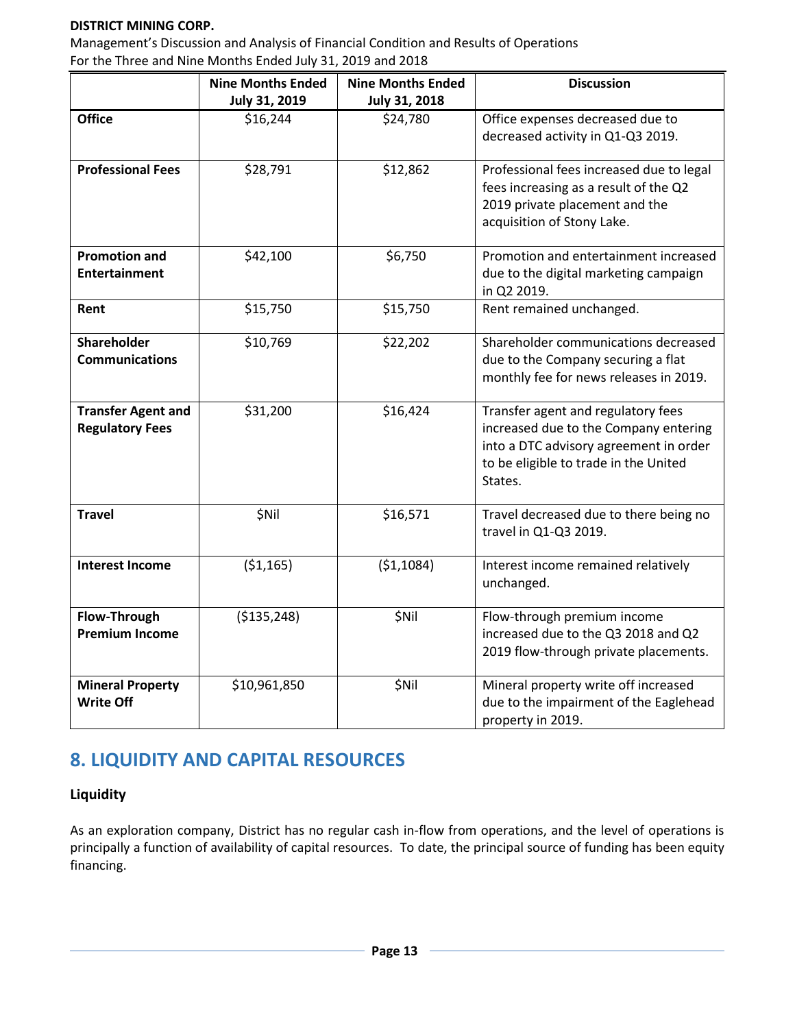| | Nine Months Ended July 31, 2019 | Nine Months Ended July 31, 2018 | Discussion |
|---|---|---|---|
| **Office** | $16,244 | $24,780 | Office expenses decreased due to decreased activity in Q1-Q3 2019. |
| **Professional Fees** | $28,791 | $12,862 | Professional fees increased due to legal fees increasing as a result of the Q2 2019 private placement and the acquisition of Stony Lake. |
| **Promotion and Entertainment** | $42,100 | $6,750 | Promotion and entertainment increased due to the digital marketing campaign in Q2 2019. |
| **Rent** | $15,750 | $15,750 | Rent remained unchanged. |
| **Shareholder Communications** | $10,769 | $22,202 | Shareholder communications decreased due to the Company securing a flat monthly fee for news releases in 2019. |
| **Transfer Agent and Regulatory Fees** | $31,200 | $16,424 | Transfer agent and regulatory fees increased due to the Company entering into a DTC advisory agreement in order to be eligible to trade in the United States. |
| **Travel** | $Nil | $16,571 | Travel decreased due to there being no travel in Q1-Q3 2019. |
| **Interest Income** | ($1,165) | ($1,1084) | Interest income remained relatively unchanged. |
| **Flow-Through Premium Income** | ($135,248) | $Nil | Flow-through premium income increased due to the Q3 2018 and Q2 2019 flow-through private placements. |
| **Mineral Property Write Off** | $10,961,850 | $Nil | Mineral property write off increased due to the impairment of the Eaglehead property in 2019. |

## 8. LIQUIDITY AND CAPITAL RESOURCES

### Liquidity

As an exploration company, District has no regular cash in-flow from operations, and the level of operations is principally a function of availability of capital resources. To date, the principal source of funding has been equity financing.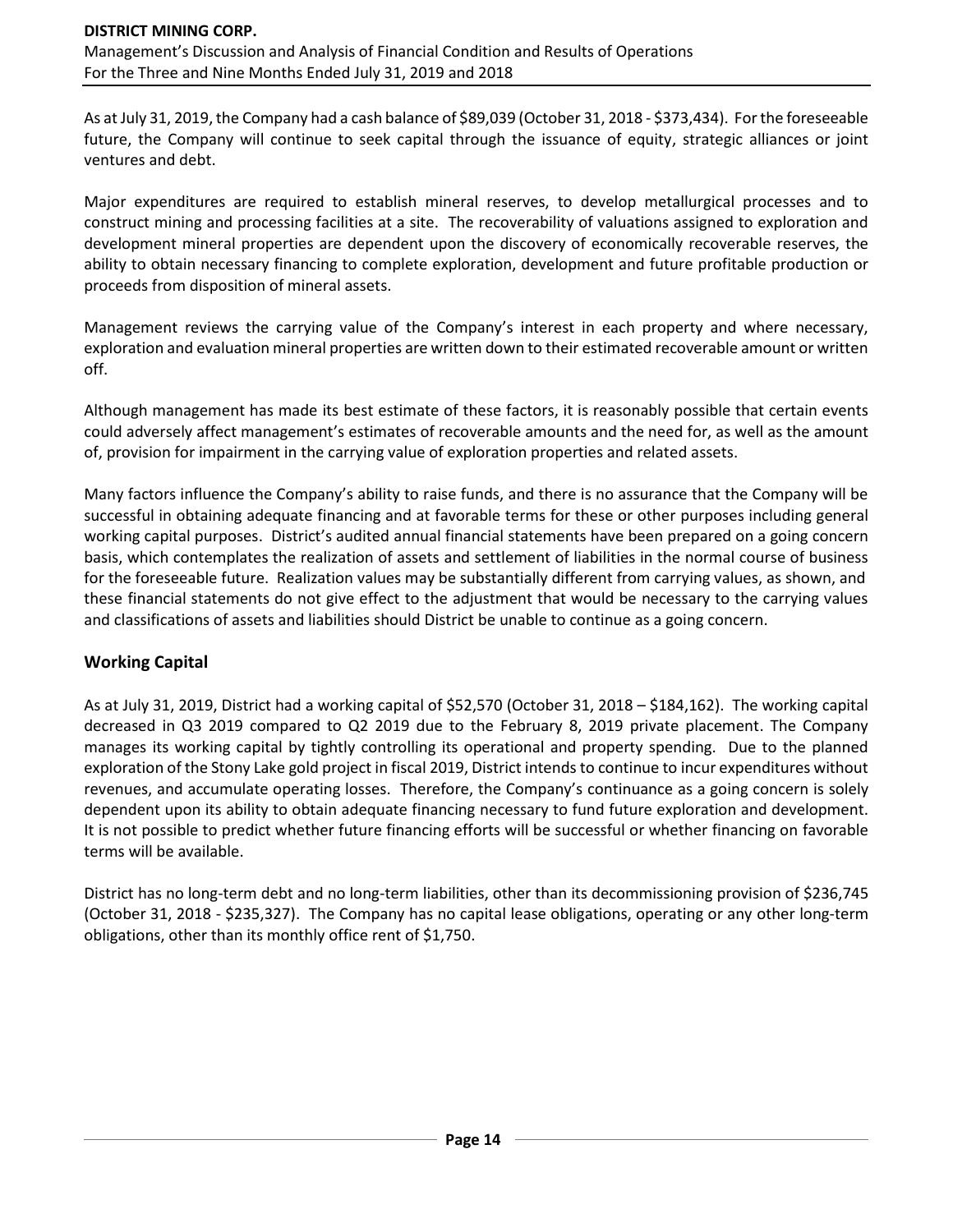As at July 31, 2019, the Company had a cash balance of $89,039 (October 31, 2018 - $373,434). For the foreseeable future, the Company will continue to seek capital through the issuance of equity, strategic alliances or joint ventures and debt.

Major expenditures are required to establish mineral reserves, to develop metallurgical processes and to construct mining and processing facilities at a site. The recoverability of valuations assigned to exploration and development mineral properties are dependent upon the discovery of economically recoverable reserves, the ability to obtain necessary financing to complete exploration, development and future profitable production or proceeds from disposition of mineral assets.

Management reviews the carrying value of the Company's interest in each property and where necessary, exploration and evaluation mineral properties are written down to their estimated recoverable amount or written off.

Although management has made its best estimate of these factors, it is reasonably possible that certain events could adversely affect management's estimates of recoverable amounts and the need for, as well as the amount of, provision for impairment in the carrying value of exploration properties and related assets.

Many factors influence the Company's ability to raise funds, and there is no assurance that the Company will be successful in obtaining adequate financing and at favorable terms for these or other purposes including general working capital purposes. District's audited annual financial statements have been prepared on a going concern basis, which contemplates the realization of assets and settlement of liabilities in the normal course of business for the foreseeable future. Realization values may be substantially different from carrying values, as shown, and these financial statements do not give effect to the adjustment that would be necessary to the carrying values and classifications of assets and liabilities should District be unable to continue as a going concern.

## Working Capital

As at July 31, 2019, District had a working capital of $52,570 (October 31, 2018 – $184,162). The working capital decreased in Q3 2019 compared to Q2 2019 due to the February 8, 2019 private placement. The Company manages its working capital by tightly controlling its operational and property spending. Due to the planned exploration of the Stony Lake gold project in fiscal 2019, District intends to continue to incur expenditures without revenues, and accumulate operating losses. Therefore, the Company's continuance as a going concern is solely dependent upon its ability to obtain adequate financing necessary to fund future exploration and development. It is not possible to predict whether future financing efforts will be successful or whether financing on favorable terms will be available.

District has no long-term debt and no long-term liabilities, other than its decommissioning provision of $236,745 (October 31, 2018 - $235,327). The Company has no capital lease obligations, operating or any other long-term obligations, other than its monthly office rent of $1,750.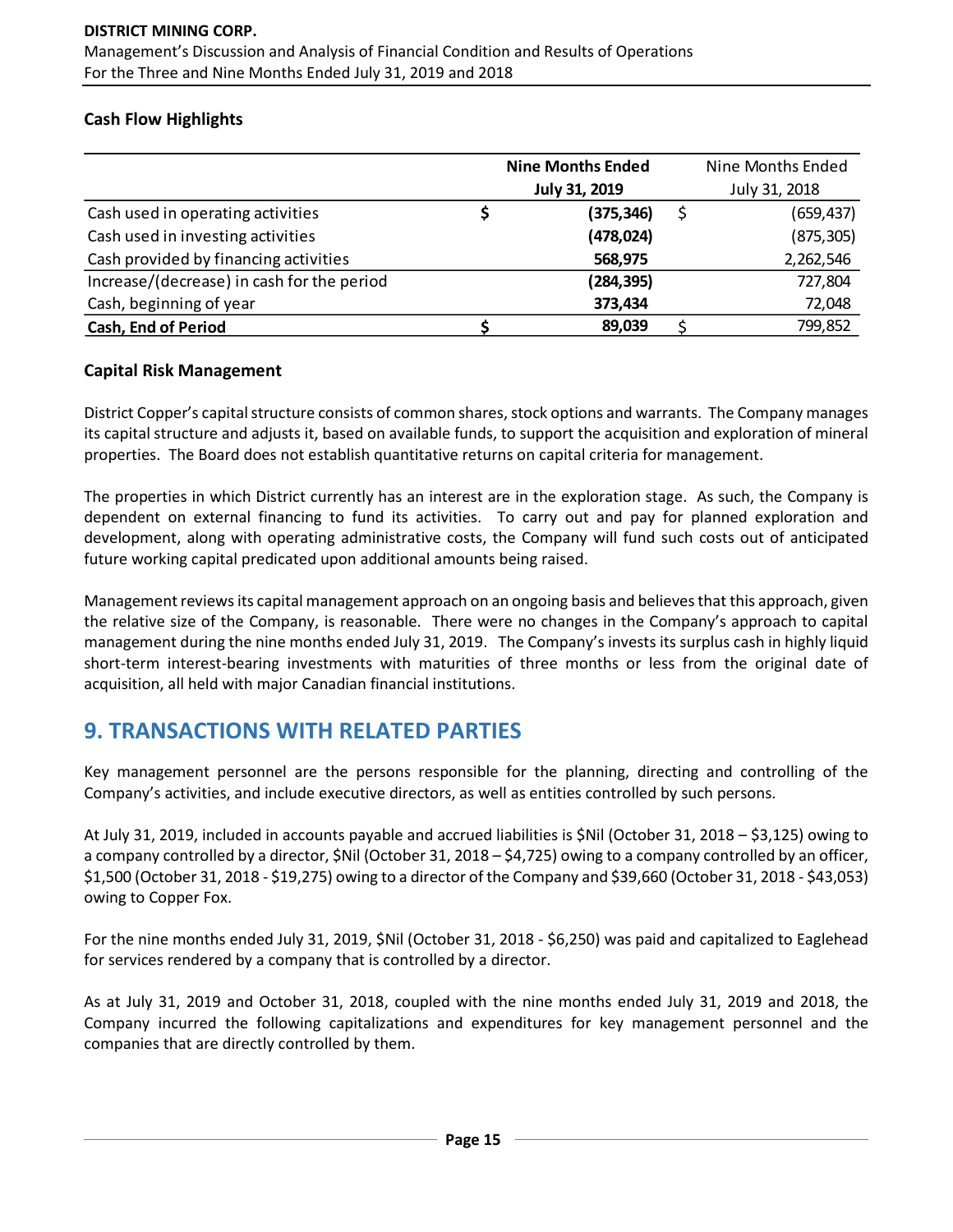### Cash Flow Highlights

| | Nine Months Ended July 31, 2019 | Nine Months Ended July 31, 2018 |
|---|---|---|
| Cash used in operating activities | $ **(375,346)** | $ (659,437) |
| Cash used in investing activities | **(478,024)** | (875,305) |
| Cash provided by financing activities | **568,975** | 2,262,546 |
| Increase/(decrease) in cash for the period | **(284,395)** | 727,804 |
| Cash, beginning of year | **373,434** | 72,048 |
| **Cash, End of Period** | $ **89,039** | $ 799,852 |

### Capital Risk Management

District Copper's capital structure consists of common shares, stock options and warrants. The Company manages its capital structure and adjusts it, based on available funds, to support the acquisition and exploration of mineral properties. The Board does not establish quantitative returns on capital criteria for management.

The properties in which District currently has an interest are in the exploration stage. As such, the Company is dependent on external financing to fund its activities. To carry out and pay for planned exploration and development, along with operating administrative costs, the Company will fund such costs out of anticipated future working capital predicated upon additional amounts being raised.

Management reviews its capital management approach on an ongoing basis and believes that this approach, given the relative size of the Company, is reasonable. There were no changes in the Company's approach to capital management during the nine months ended July 31, 2019. The Company's invests its surplus cash in highly liquid short-term interest-bearing investments with maturities of three months or less from the original date of acquisition, all held with major Canadian financial institutions.

## 9. TRANSACTIONS WITH RELATED PARTIES

Key management personnel are the persons responsible for the planning, directing and controlling of the Company's activities, and include executive directors, as well as entities controlled by such persons.

At July 31, 2019, included in accounts payable and accrued liabilities is $Nil (October 31, 2018 – $3,125) owing to a company controlled by a director, $Nil (October 31, 2018 – $4,725) owing to a company controlled by an officer, $1,500 (October 31, 2018 - $19,275) owing to a director of the Company and $39,660 (October 31, 2018 - $43,053) owing to Copper Fox.

For the nine months ended July 31, 2019, $Nil (October 31, 2018 - $6,250) was paid and capitalized to Eaglehead for services rendered by a company that is controlled by a director.

As at July 31, 2019 and October 31, 2018, coupled with the nine months ended July 31, 2019 and 2018, the Company incurred the following capitalizations and expenditures for key management personnel and the companies that are directly controlled by them.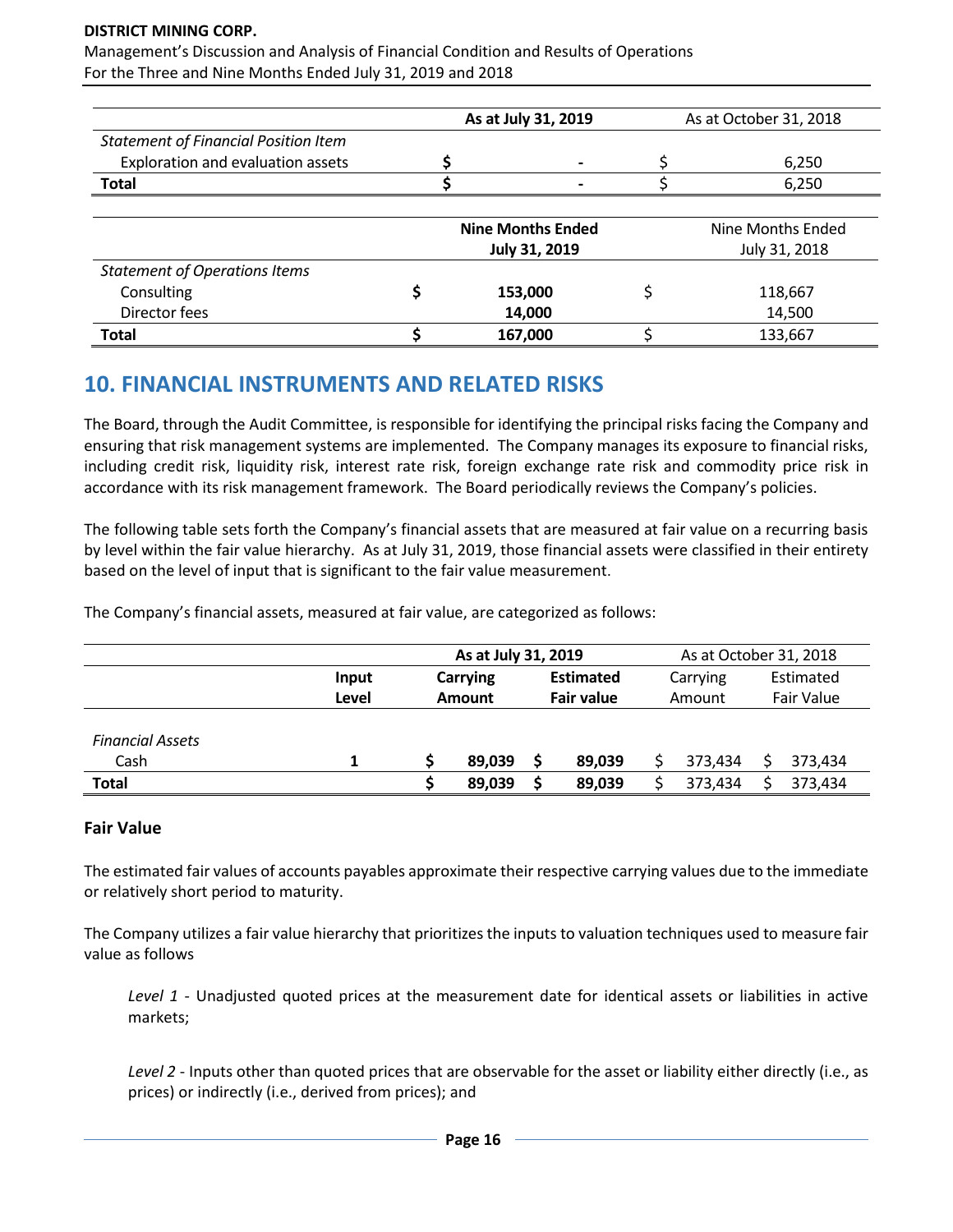| | As at July 31, 2019 | As at October 31, 2018 |
|---|---|---|
| *Statement of Financial Position Item* | | |
| Exploration and evaluation assets | $ - | $ 6,250 |
| **Total** | **$ -** | $ 6,250 |

| | **Nine Months Ended July 31, 2019** | Nine Months Ended July 31, 2018 |
|---|---|---|
| *Statement of Operations Items* | | |
| Consulting | **$ 153,000** | $ 118,667 |
| Director fees | **14,000** | 14,500 |
| **Total** | **$ 167,000** | $ 133,667 |

## 10. FINANCIAL INSTRUMENTS AND RELATED RISKS

The Board, through the Audit Committee, is responsible for identifying the principal risks facing the Company and ensuring that risk management systems are implemented. The Company manages its exposure to financial risks, including credit risk, liquidity risk, interest rate risk, foreign exchange rate risk and commodity price risk in accordance with its risk management framework. The Board periodically reviews the Company's policies.

The following table sets forth the Company's financial assets that are measured at fair value on a recurring basis by level within the fair value hierarchy. As at July 31, 2019, those financial assets were classified in their entirety based on the level of input that is significant to the fair value measurement.

The Company's financial assets, measured at fair value, are categorized as follows:

| | | **As at July 31, 2019** | | As at October 31, 2018 | |
|---|---|---|---|---|---|
| | **Input Level** | **Carrying Amount** | **Estimated Fair value** | Carrying Amount | Estimated Fair Value |
| *Financial Assets* | | | | | |
| Cash | **1** | **$ 89,039** | **$ 89,039** | $ 373,434 | $ 373,434 |
| **Total** | | **$ 89,039** | **$ 89,039** | $ 373,434 | $ 373,434 |

### Fair Value

The estimated fair values of accounts payables approximate their respective carrying values due to the immediate or relatively short period to maturity.

The Company utilizes a fair value hierarchy that prioritizes the inputs to valuation techniques used to measure fair value as follows

*Level 1* - Unadjusted quoted prices at the measurement date for identical assets or liabilities in active markets;

*Level 2* - Inputs other than quoted prices that are observable for the asset or liability either directly (i.e., as prices) or indirectly (i.e., derived from prices); and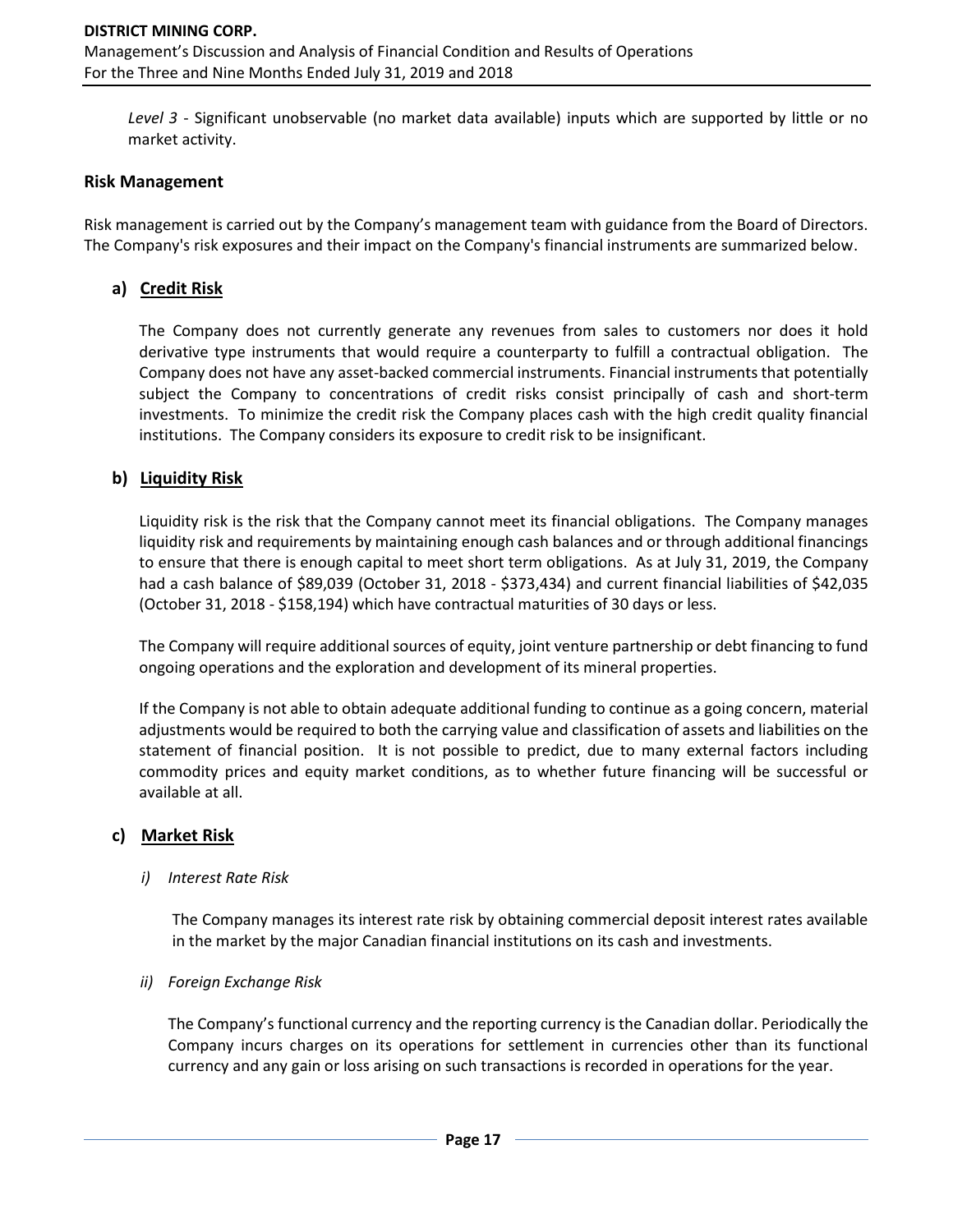*Level 3* - Significant unobservable (no market data available) inputs which are supported by little or no market activity.

## Risk Management

Risk management is carried out by the Company's management team with guidance from the Board of Directors. The Company's risk exposures and their impact on the Company's financial instruments are summarized below.

### a) Credit Risk

The Company does not currently generate any revenues from sales to customers nor does it hold derivative type instruments that would require a counterparty to fulfill a contractual obligation. The Company does not have any asset-backed commercial instruments. Financial instruments that potentially subject the Company to concentrations of credit risks consist principally of cash and short-term investments. To minimize the credit risk the Company places cash with the high credit quality financial institutions. The Company considers its exposure to credit risk to be insignificant.

### b) Liquidity Risk

Liquidity risk is the risk that the Company cannot meet its financial obligations. The Company manages liquidity risk and requirements by maintaining enough cash balances and or through additional financings to ensure that there is enough capital to meet short term obligations. As at July 31, 2019, the Company had a cash balance of $89,039 (October 31, 2018 - $373,434) and current financial liabilities of $42,035 (October 31, 2018 - $158,194) which have contractual maturities of 30 days or less.

The Company will require additional sources of equity, joint venture partnership or debt financing to fund ongoing operations and the exploration and development of its mineral properties.

If the Company is not able to obtain adequate additional funding to continue as a going concern, material adjustments would be required to both the carrying value and classification of assets and liabilities on the statement of financial position. It is not possible to predict, due to many external factors including commodity prices and equity market conditions, as to whether future financing will be successful or available at all.

### c) Market Risk

*i) Interest Rate Risk*

The Company manages its interest rate risk by obtaining commercial deposit interest rates available in the market by the major Canadian financial institutions on its cash and investments.

*ii) Foreign Exchange Risk*

The Company's functional currency and the reporting currency is the Canadian dollar. Periodically the Company incurs charges on its operations for settlement in currencies other than its functional currency and any gain or loss arising on such transactions is recorded in operations for the year.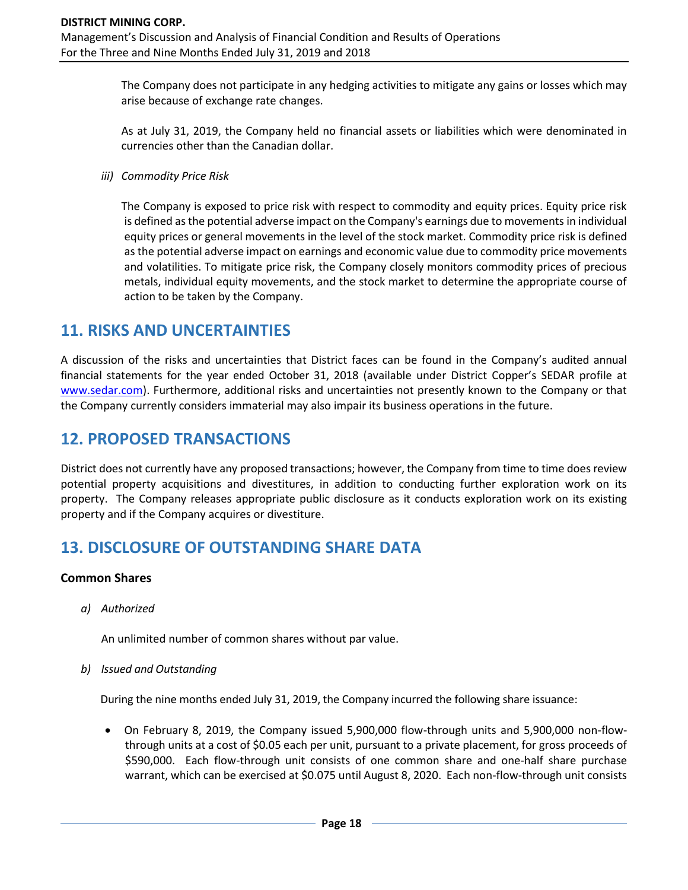The Company does not participate in any hedging activities to mitigate any gains or losses which may arise because of exchange rate changes.

As at July 31, 2019, the Company held no financial assets or liabilities which were denominated in currencies other than the Canadian dollar.

*iii) Commodity Price Risk*

The Company is exposed to price risk with respect to commodity and equity prices. Equity price risk is defined as the potential adverse impact on the Company's earnings due to movements in individual equity prices or general movements in the level of the stock market. Commodity price risk is defined as the potential adverse impact on earnings and economic value due to commodity price movements and volatilities. To mitigate price risk, the Company closely monitors commodity prices of precious metals, individual equity movements, and the stock market to determine the appropriate course of action to be taken by the Company.

## 11. RISKS AND UNCERTAINTIES

A discussion of the risks and uncertainties that District faces can be found in the Company's audited annual financial statements for the year ended October 31, 2018 (available under District Copper's SEDAR profile at www.sedar.com). Furthermore, additional risks and uncertainties not presently known to the Company or that the Company currently considers immaterial may also impair its business operations in the future.

## 12. PROPOSED TRANSACTIONS

District does not currently have any proposed transactions; however, the Company from time to time does review potential property acquisitions and divestitures, in addition to conducting further exploration work on its property. The Company releases appropriate public disclosure as it conducts exploration work on its existing property and if the Company acquires or divestiture.

## 13. DISCLOSURE OF OUTSTANDING SHARE DATA

### Common Shares

*a) Authorized*

An unlimited number of common shares without par value.

*b) Issued and Outstanding*

During the nine months ended July 31, 2019, the Company incurred the following share issuance:

- On February 8, 2019, the Company issued 5,900,000 flow-through units and 5,900,000 non-flow-through units at a cost of $0.05 each per unit, pursuant to a private placement, for gross proceeds of $590,000. Each flow-through unit consists of one common share and one-half share purchase warrant, which can be exercised at $0.075 until August 8, 2020. Each non-flow-through unit consists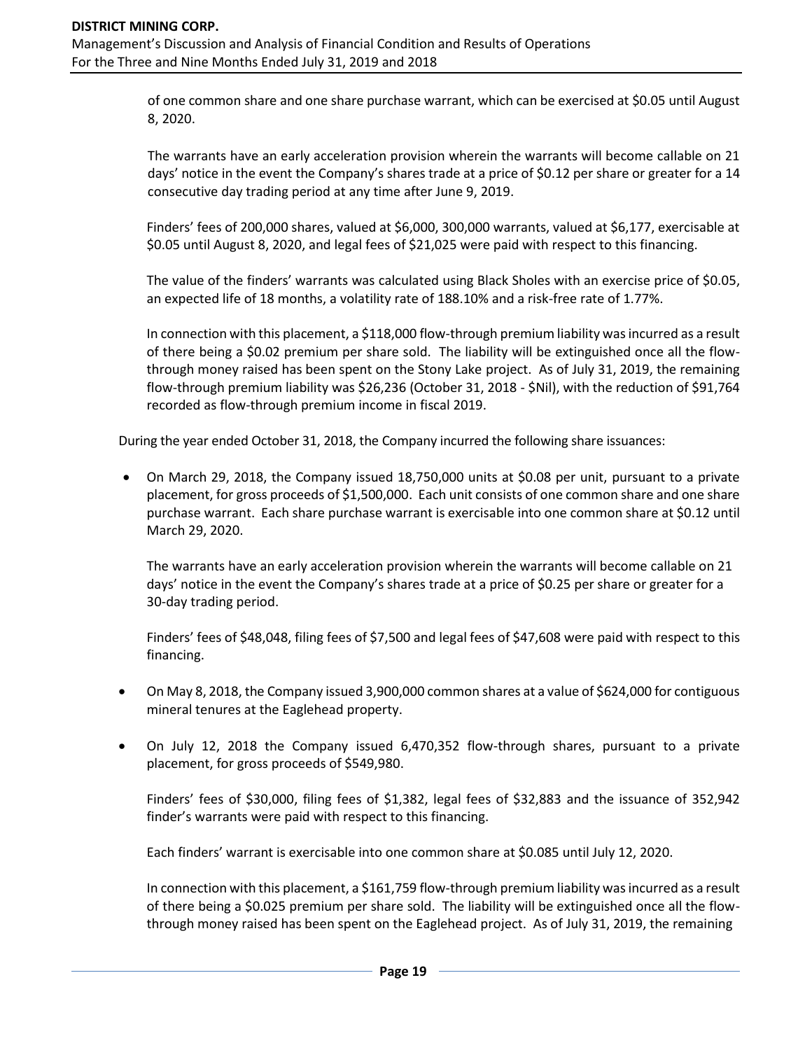of one common share and one share purchase warrant, which can be exercised at $0.05 until August 8, 2020.

The warrants have an early acceleration provision wherein the warrants will become callable on 21 days' notice in the event the Company's shares trade at a price of $0.12 per share or greater for a 14 consecutive day trading period at any time after June 9, 2019.

Finders' fees of 200,000 shares, valued at $6,000, 300,000 warrants, valued at $6,177, exercisable at $0.05 until August 8, 2020, and legal fees of $21,025 were paid with respect to this financing.

The value of the finders' warrants was calculated using Black Sholes with an exercise price of $0.05, an expected life of 18 months, a volatility rate of 188.10% and a risk-free rate of 1.77%.

In connection with this placement, a $118,000 flow-through premium liability was incurred as a result of there being a $0.02 premium per share sold. The liability will be extinguished once all the flow-through money raised has been spent on the Stony Lake project. As of July 31, 2019, the remaining flow-through premium liability was $26,236 (October 31, 2018 - $Nil), with the reduction of $91,764 recorded as flow-through premium income in fiscal 2019.

During the year ended October 31, 2018, the Company incurred the following share issuances:

- On March 29, 2018, the Company issued 18,750,000 units at $0.08 per unit, pursuant to a private placement, for gross proceeds of $1,500,000. Each unit consists of one common share and one share purchase warrant. Each share purchase warrant is exercisable into one common share at $0.12 until March 29, 2020.

  The warrants have an early acceleration provision wherein the warrants will become callable on 21 days' notice in the event the Company's shares trade at a price of $0.25 per share or greater for a 30-day trading period.

  Finders' fees of $48,048, filing fees of $7,500 and legal fees of $47,608 were paid with respect to this financing.

- On May 8, 2018, the Company issued 3,900,000 common shares at a value of $624,000 for contiguous mineral tenures at the Eaglehead property.

- On July 12, 2018 the Company issued 6,470,352 flow-through shares, pursuant to a private placement, for gross proceeds of $549,980.

  Finders' fees of $30,000, filing fees of $1,382, legal fees of $32,883 and the issuance of 352,942 finder's warrants were paid with respect to this financing.

  Each finders' warrant is exercisable into one common share at $0.085 until July 12, 2020.

  In connection with this placement, a $161,759 flow-through premium liability was incurred as a result of there being a $0.025 premium per share sold. The liability will be extinguished once all the flow-through money raised has been spent on the Eaglehead project. As of July 31, 2019, the remaining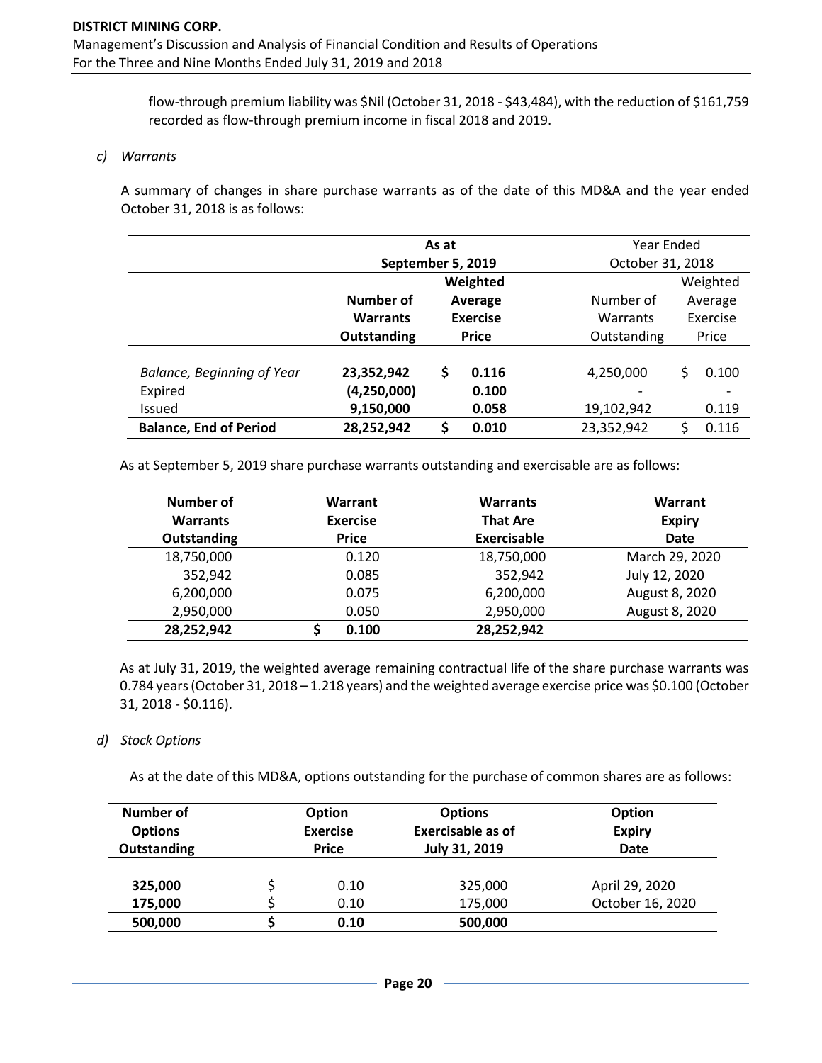flow-through premium liability was $Nil (October 31, 2018 - $43,484), with the reduction of $161,759 recorded as flow-through premium income in fiscal 2018 and 2019.

*c) Warrants*

A summary of changes in share purchase warrants as of the date of this MD&A and the year ended October 31, 2018 is as follows:

| | As at September 5, 2019 | | Year Ended October 31, 2018 | |
|---|---|---|---|---|
| | **Number of Warrants Outstanding** | **Weighted Average Exercise Price** | Number of Warrants Outstanding | Weighted Average Exercise Price |
| *Balance, Beginning of Year* | **23,352,942** | **$ 0.116** | 4,250,000 | $ 0.100 |
| Expired | **(4,250,000)** | **0.100** | - | - |
| Issued | **9,150,000** | **0.058** | 19,102,942 | 0.119 |
| **Balance, End of Period** | **28,252,942** | **$ 0.010** | 23,352,942 | $ 0.116 |

As at September 5, 2019 share purchase warrants outstanding and exercisable are as follows:

| Number of Warrants Outstanding | Warrant Exercise Price | Warrants That Are Exercisable | Warrant Expiry Date |
|---|---|---|---|
| 18,750,000 | 0.120 | 18,750,000 | March 29, 2020 |
| 352,942 | 0.085 | 352,942 | July 12, 2020 |
| 6,200,000 | 0.075 | 6,200,000 | August 8, 2020 |
| 2,950,000 | 0.050 | 2,950,000 | August 8, 2020 |
| **28,252,942** | **$ 0.100** | **28,252,942** | |

As at July 31, 2019, the weighted average remaining contractual life of the share purchase warrants was 0.784 years (October 31, 2018 – 1.218 years) and the weighted average exercise price was $0.100 (October 31, 2018 - $0.116).

*d) Stock Options*

As at the date of this MD&A, options outstanding for the purchase of common shares are as follows:

| Number of Options Outstanding | Option Exercise Price | Options Exercisable as of July 31, 2019 | Option Expiry Date |
|---|---|---|---|
| **325,000** | $ 0.10 | 325,000 | April 29, 2020 |
| **175,000** | $ 0.10 | 175,000 | October 16, 2020 |
| **500,000** | **$ 0.10** | **500,000** | |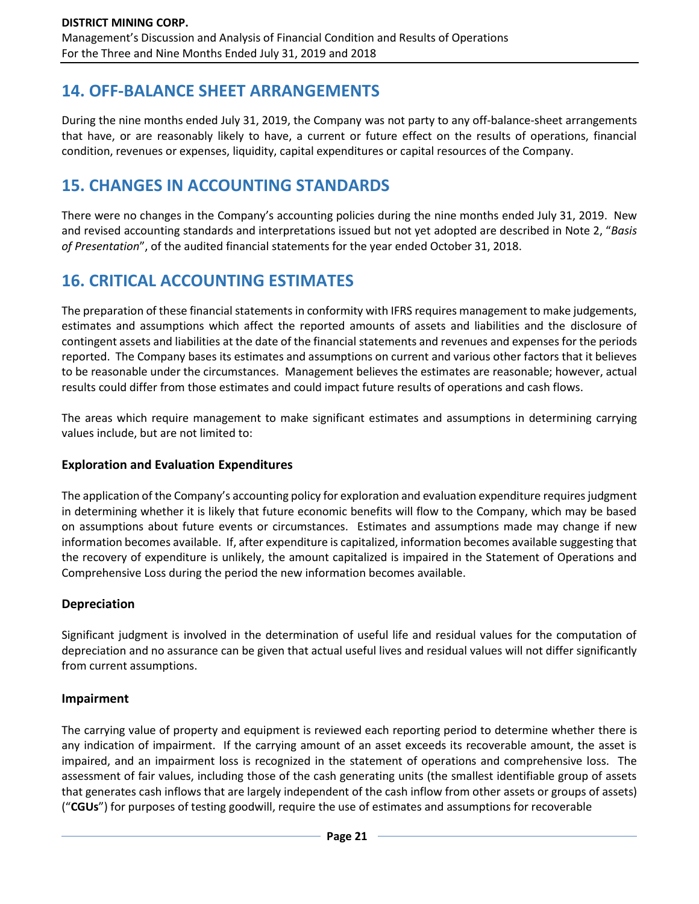## 14. OFF-BALANCE SHEET ARRANGEMENTS

During the nine months ended July 31, 2019, the Company was not party to any off-balance-sheet arrangements that have, or are reasonably likely to have, a current or future effect on the results of operations, financial condition, revenues or expenses, liquidity, capital expenditures or capital resources of the Company.

## 15. CHANGES IN ACCOUNTING STANDARDS

There were no changes in the Company's accounting policies during the nine months ended July 31, 2019. New and revised accounting standards and interpretations issued but not yet adopted are described in Note 2, "*Basis of Presentation*", of the audited financial statements for the year ended October 31, 2018.

## 16. CRITICAL ACCOUNTING ESTIMATES

The preparation of these financial statements in conformity with IFRS requires management to make judgements, estimates and assumptions which affect the reported amounts of assets and liabilities and the disclosure of contingent assets and liabilities at the date of the financial statements and revenues and expenses for the periods reported. The Company bases its estimates and assumptions on current and various other factors that it believes to be reasonable under the circumstances. Management believes the estimates are reasonable; however, actual results could differ from those estimates and could impact future results of operations and cash flows.

The areas which require management to make significant estimates and assumptions in determining carrying values include, but are not limited to:

### Exploration and Evaluation Expenditures

The application of the Company's accounting policy for exploration and evaluation expenditure requires judgment in determining whether it is likely that future economic benefits will flow to the Company, which may be based on assumptions about future events or circumstances. Estimates and assumptions made may change if new information becomes available. If, after expenditure is capitalized, information becomes available suggesting that the recovery of expenditure is unlikely, the amount capitalized is impaired in the Statement of Operations and Comprehensive Loss during the period the new information becomes available.

### Depreciation

Significant judgment is involved in the determination of useful life and residual values for the computation of depreciation and no assurance can be given that actual useful lives and residual values will not differ significantly from current assumptions.

### Impairment

The carrying value of property and equipment is reviewed each reporting period to determine whether there is any indication of impairment. If the carrying amount of an asset exceeds its recoverable amount, the asset is impaired, and an impairment loss is recognized in the statement of operations and comprehensive loss. The assessment of fair values, including those of the cash generating units (the smallest identifiable group of assets that generates cash inflows that are largely independent of the cash inflow from other assets or groups of assets) ("**CGUs**") for purposes of testing goodwill, require the use of estimates and assumptions for recoverable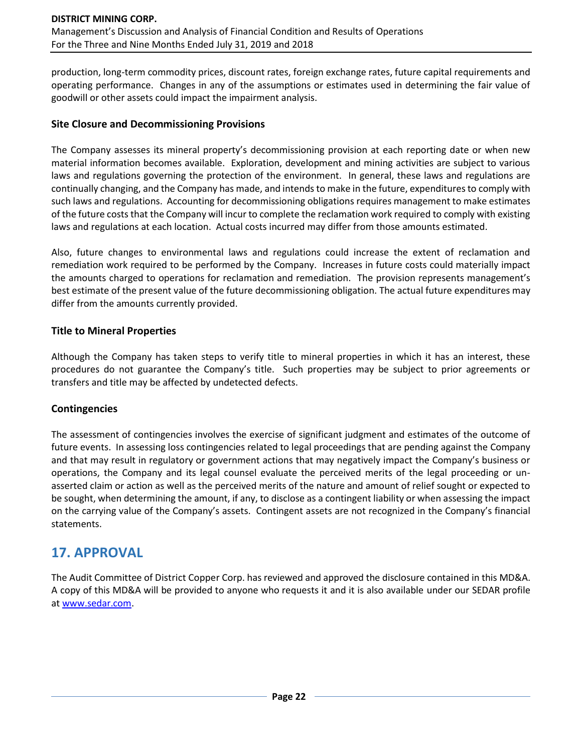production, long-term commodity prices, discount rates, foreign exchange rates, future capital requirements and operating performance. Changes in any of the assumptions or estimates used in determining the fair value of goodwill or other assets could impact the impairment analysis.

### Site Closure and Decommissioning Provisions

The Company assesses its mineral property's decommissioning provision at each reporting date or when new material information becomes available. Exploration, development and mining activities are subject to various laws and regulations governing the protection of the environment. In general, these laws and regulations are continually changing, and the Company has made, and intends to make in the future, expenditures to comply with such laws and regulations. Accounting for decommissioning obligations requires management to make estimates of the future costs that the Company will incur to complete the reclamation work required to comply with existing laws and regulations at each location. Actual costs incurred may differ from those amounts estimated.

Also, future changes to environmental laws and regulations could increase the extent of reclamation and remediation work required to be performed by the Company. Increases in future costs could materially impact the amounts charged to operations for reclamation and remediation. The provision represents management's best estimate of the present value of the future decommissioning obligation. The actual future expenditures may differ from the amounts currently provided.

### Title to Mineral Properties

Although the Company has taken steps to verify title to mineral properties in which it has an interest, these procedures do not guarantee the Company's title. Such properties may be subject to prior agreements or transfers and title may be affected by undetected defects.

### Contingencies

The assessment of contingencies involves the exercise of significant judgment and estimates of the outcome of future events. In assessing loss contingencies related to legal proceedings that are pending against the Company and that may result in regulatory or government actions that may negatively impact the Company's business or operations, the Company and its legal counsel evaluate the perceived merits of the legal proceeding or un-asserted claim or action as well as the perceived merits of the nature and amount of relief sought or expected to be sought, when determining the amount, if any, to disclose as a contingent liability or when assessing the impact on the carrying value of the Company's assets. Contingent assets are not recognized in the Company's financial statements.

## 17. APPROVAL

The Audit Committee of District Copper Corp. has reviewed and approved the disclosure contained in this MD&A. A copy of this MD&A will be provided to anyone who requests it and it is also available under our SEDAR profile at www.sedar.com.